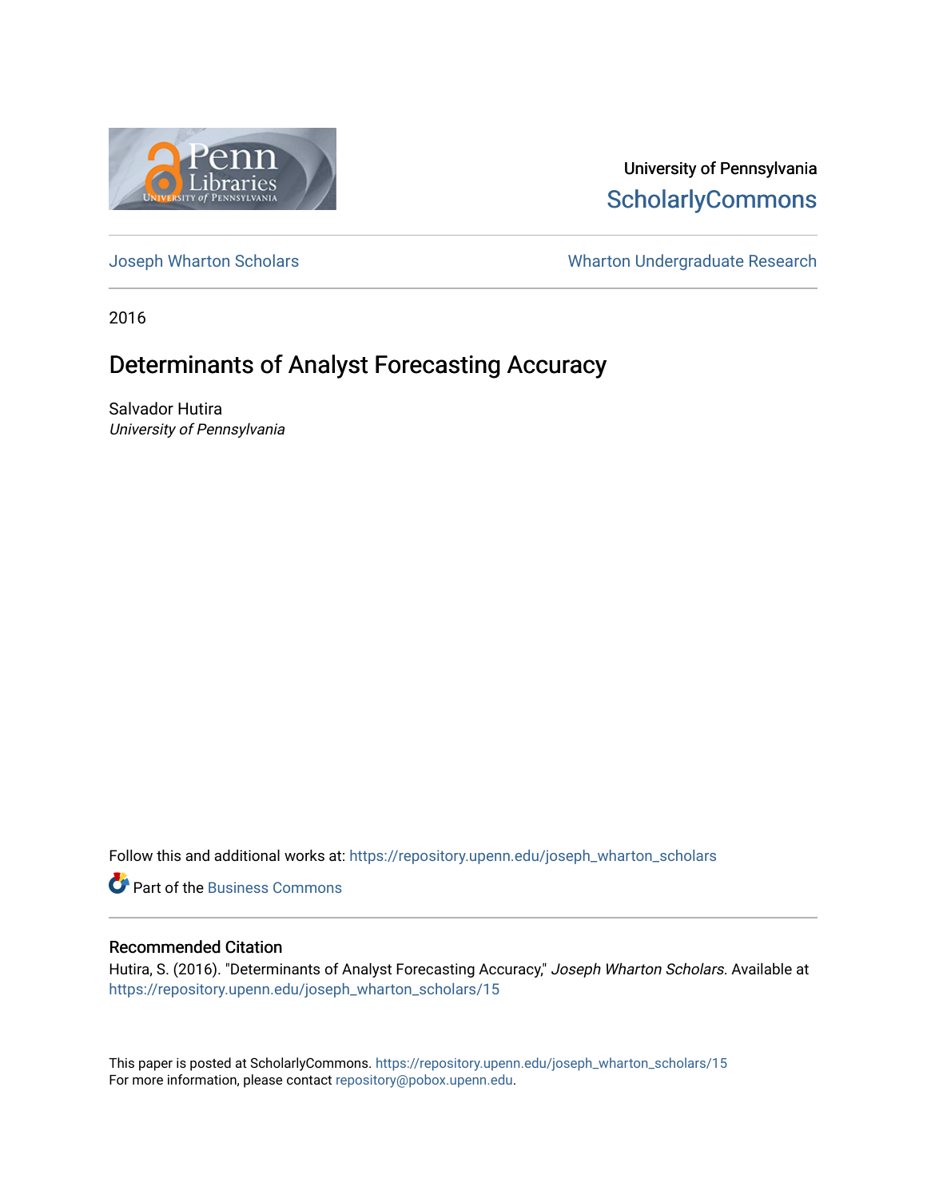University of Pennsylvania
ScholarlyCommons

Joseph Wharton Scholars | Wharton Undergraduate Research

2016

# Determinants of Analyst Forecasting Accuracy

Salvador Hutira
*University of Pennsylvania*

Follow this and additional works at: https://repository.upenn.edu/joseph_wharton_scholars

Part of the Business Commons

## Recommended Citation

Hutira, S. (2016). "Determinants of Analyst Forecasting Accuracy," *Joseph Wharton Scholars*. Available at https://repository.upenn.edu/joseph_wharton_scholars/15

This paper is posted at ScholarlyCommons. https://repository.upenn.edu/joseph_wharton_scholars/15
For more information, please contact repository@pobox.upenn.edu.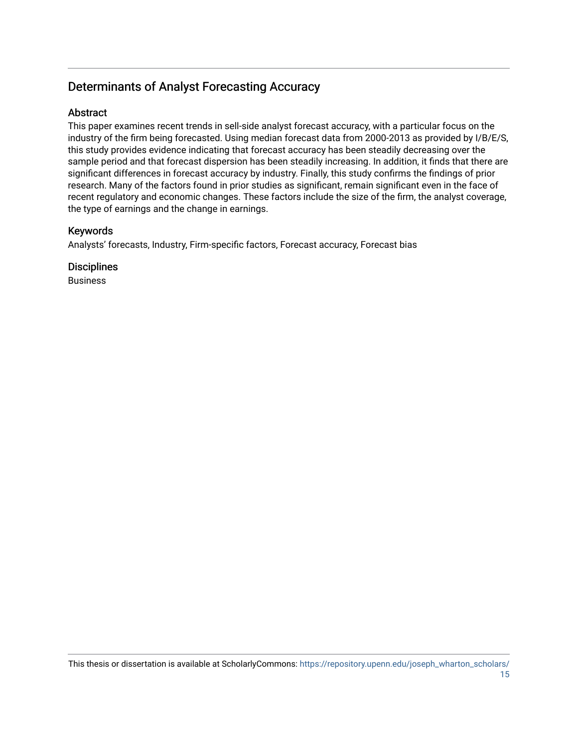## Determinants of Analyst Forecasting Accuracy

### Abstract

This paper examines recent trends in sell-side analyst forecast accuracy, with a particular focus on the industry of the firm being forecasted. Using median forecast data from 2000-2013 as provided by I/B/E/S, this study provides evidence indicating that forecast accuracy has been steadily decreasing over the sample period and that forecast dispersion has been steadily increasing. In addition, it finds that there are significant differences in forecast accuracy by industry. Finally, this study confirms the findings of prior research. Many of the factors found in prior studies as significant, remain significant even in the face of recent regulatory and economic changes. These factors include the size of the firm, the analyst coverage, the type of earnings and the change in earnings.

### Keywords

Analysts' forecasts, Industry, Firm-specific factors, Forecast accuracy, Forecast bias

### Disciplines

Business

This thesis or dissertation is available at ScholarlyCommons: https://repository.upenn.edu/joseph_wharton_scholars/15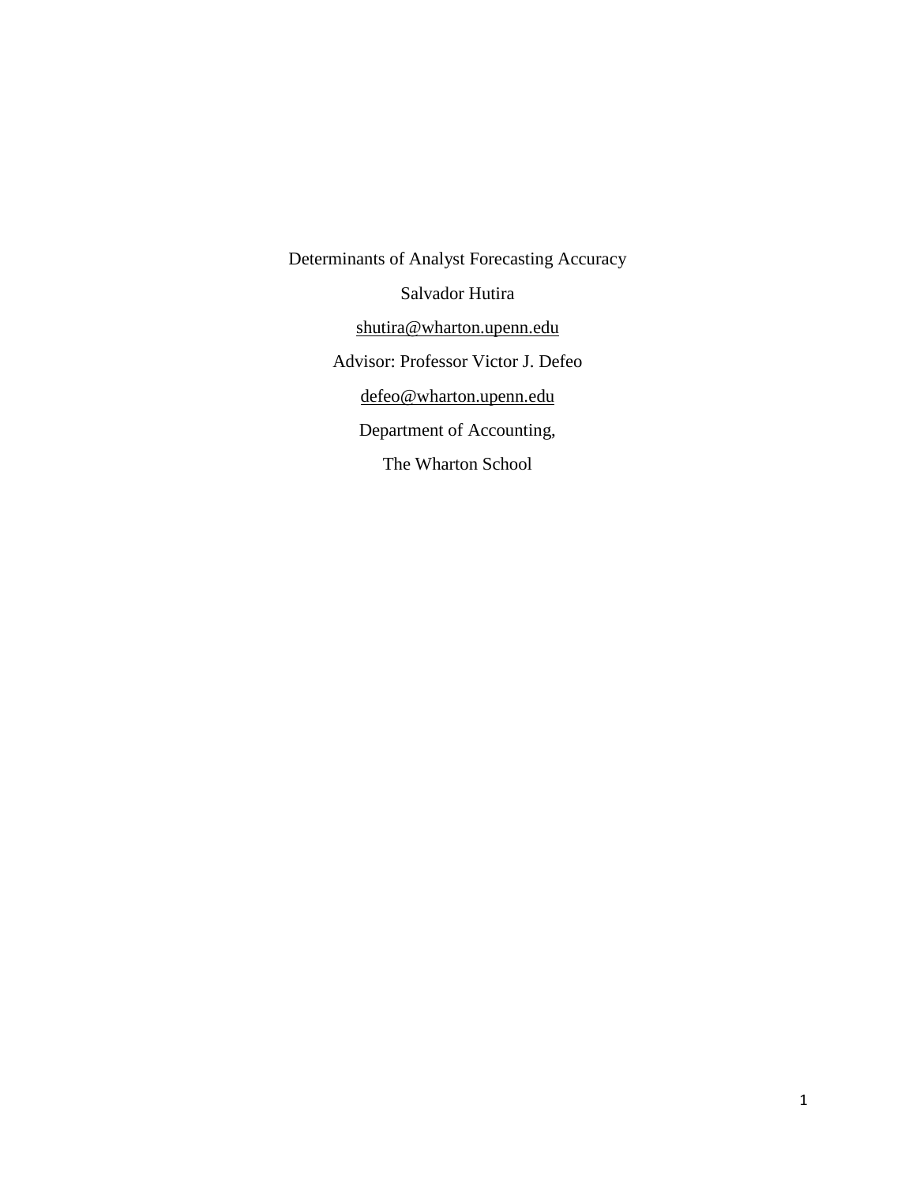# Determinants of Analyst Forecasting Accuracy

Salvador Hutira

shutira@wharton.upenn.edu

Advisor: Professor Victor J. Defeo

defeo@wharton.upenn.edu

Department of Accounting,

The Wharton School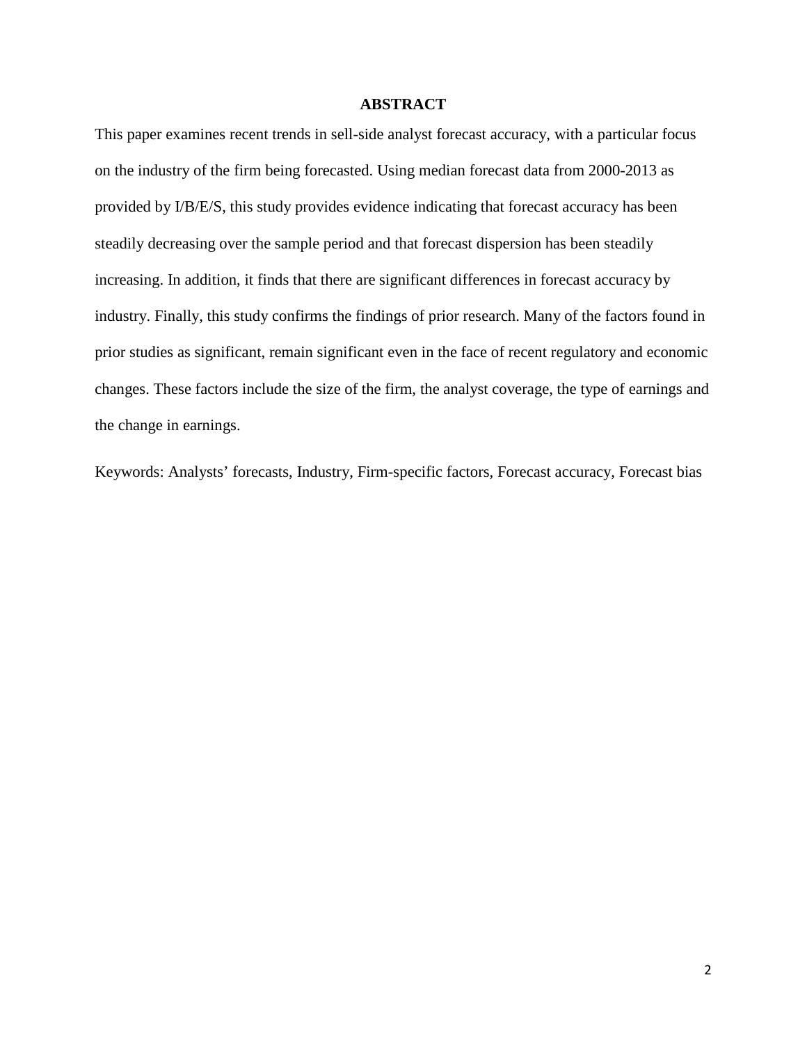## ABSTRACT

This paper examines recent trends in sell-side analyst forecast accuracy, with a particular focus on the industry of the firm being forecasted. Using median forecast data from 2000-2013 as provided by I/B/E/S, this study provides evidence indicating that forecast accuracy has been steadily decreasing over the sample period and that forecast dispersion has been steadily increasing. In addition, it finds that there are significant differences in forecast accuracy by industry. Finally, this study confirms the findings of prior research. Many of the factors found in prior studies as significant, remain significant even in the face of recent regulatory and economic changes. These factors include the size of the firm, the analyst coverage, the type of earnings and the change in earnings.

Keywords: Analysts' forecasts, Industry, Firm-specific factors, Forecast accuracy, Forecast bias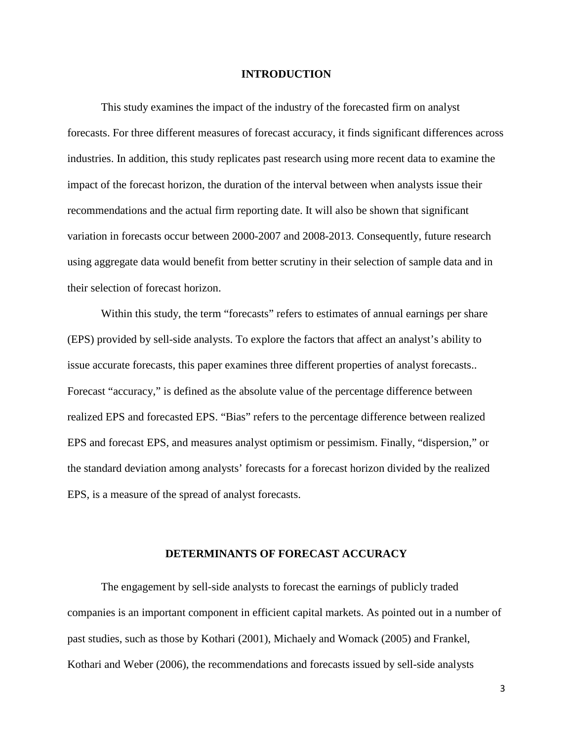## INTRODUCTION

This study examines the impact of the industry of the forecasted firm on analyst forecasts. For three different measures of forecast accuracy, it finds significant differences across industries. In addition, this study replicates past research using more recent data to examine the impact of the forecast horizon, the duration of the interval between when analysts issue their recommendations and the actual firm reporting date. It will also be shown that significant variation in forecasts occur between 2000-2007 and 2008-2013. Consequently, future research using aggregate data would benefit from better scrutiny in their selection of sample data and in their selection of forecast horizon.

Within this study, the term "forecasts" refers to estimates of annual earnings per share (EPS) provided by sell-side analysts. To explore the factors that affect an analyst's ability to issue accurate forecasts, this paper examines three different properties of analyst forecasts.. Forecast "accuracy," is defined as the absolute value of the percentage difference between realized EPS and forecasted EPS. "Bias" refers to the percentage difference between realized EPS and forecast EPS, and measures analyst optimism or pessimism. Finally, "dispersion," or the standard deviation among analysts' forecasts for a forecast horizon divided by the realized EPS, is a measure of the spread of analyst forecasts.

## DETERMINANTS OF FORECAST ACCURACY

The engagement by sell-side analysts to forecast the earnings of publicly traded companies is an important component in efficient capital markets. As pointed out in a number of past studies, such as those by Kothari (2001), Michaely and Womack (2005) and Frankel, Kothari and Weber (2006), the recommendations and forecasts issued by sell-side analysts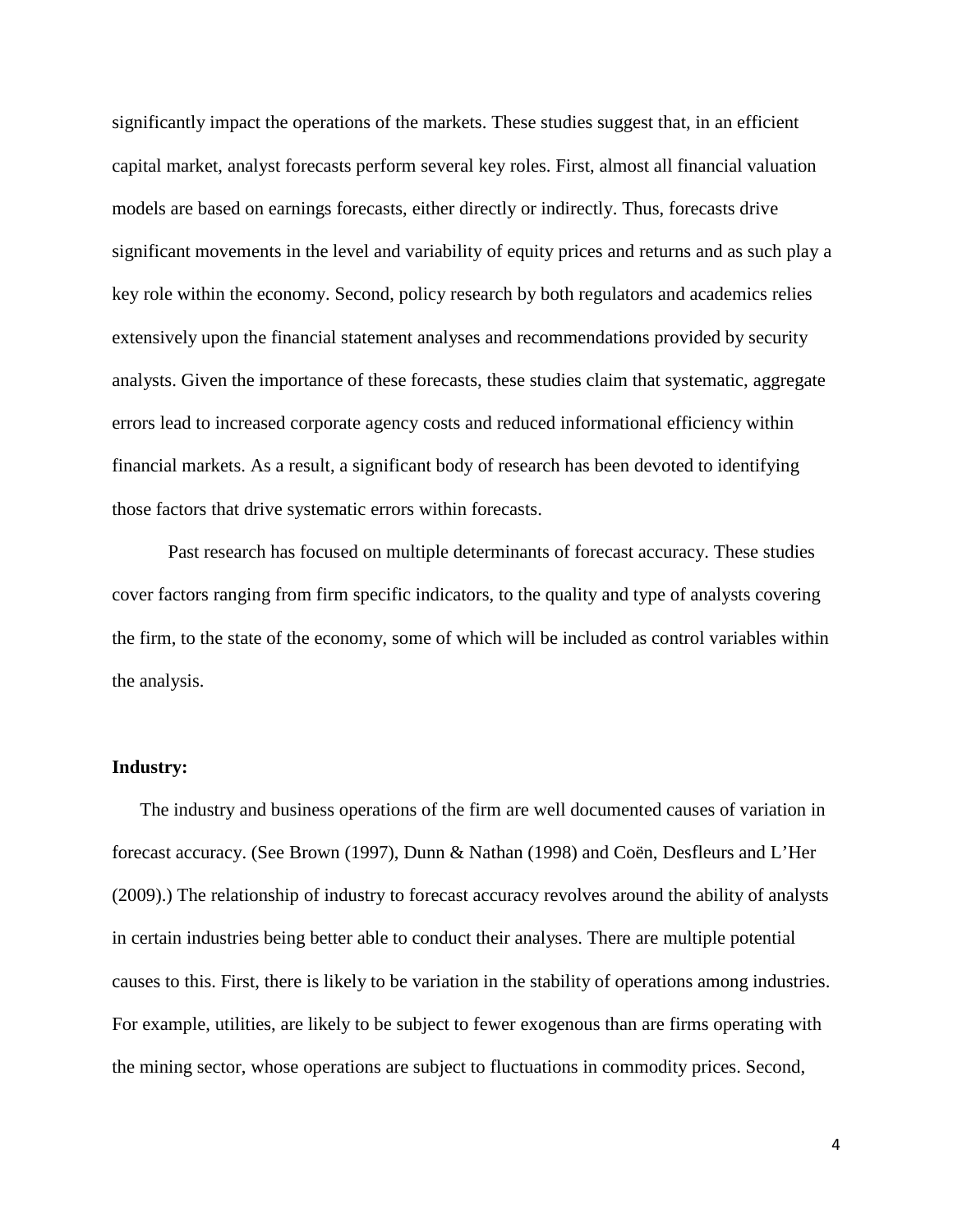significantly impact the operations of the markets. These studies suggest that, in an efficient capital market, analyst forecasts perform several key roles. First, almost all financial valuation models are based on earnings forecasts, either directly or indirectly. Thus, forecasts drive significant movements in the level and variability of equity prices and returns and as such play a key role within the economy. Second, policy research by both regulators and academics relies extensively upon the financial statement analyses and recommendations provided by security analysts. Given the importance of these forecasts, these studies claim that systematic, aggregate errors lead to increased corporate agency costs and reduced informational efficiency within financial markets. As a result, a significant body of research has been devoted to identifying those factors that drive systematic errors within forecasts.

Past research has focused on multiple determinants of forecast accuracy. These studies cover factors ranging from firm specific indicators, to the quality and type of analysts covering the firm, to the state of the economy, some of which will be included as control variables within the analysis.

**Industry:**

The industry and business operations of the firm are well documented causes of variation in forecast accuracy. (See Brown (1997), Dunn & Nathan (1998) and Coën, Desfleurs and L'Her (2009).) The relationship of industry to forecast accuracy revolves around the ability of analysts in certain industries being better able to conduct their analyses. There are multiple potential causes to this. First, there is likely to be variation in the stability of operations among industries. For example, utilities, are likely to be subject to fewer exogenous than are firms operating with the mining sector, whose operations are subject to fluctuations in commodity prices. Second,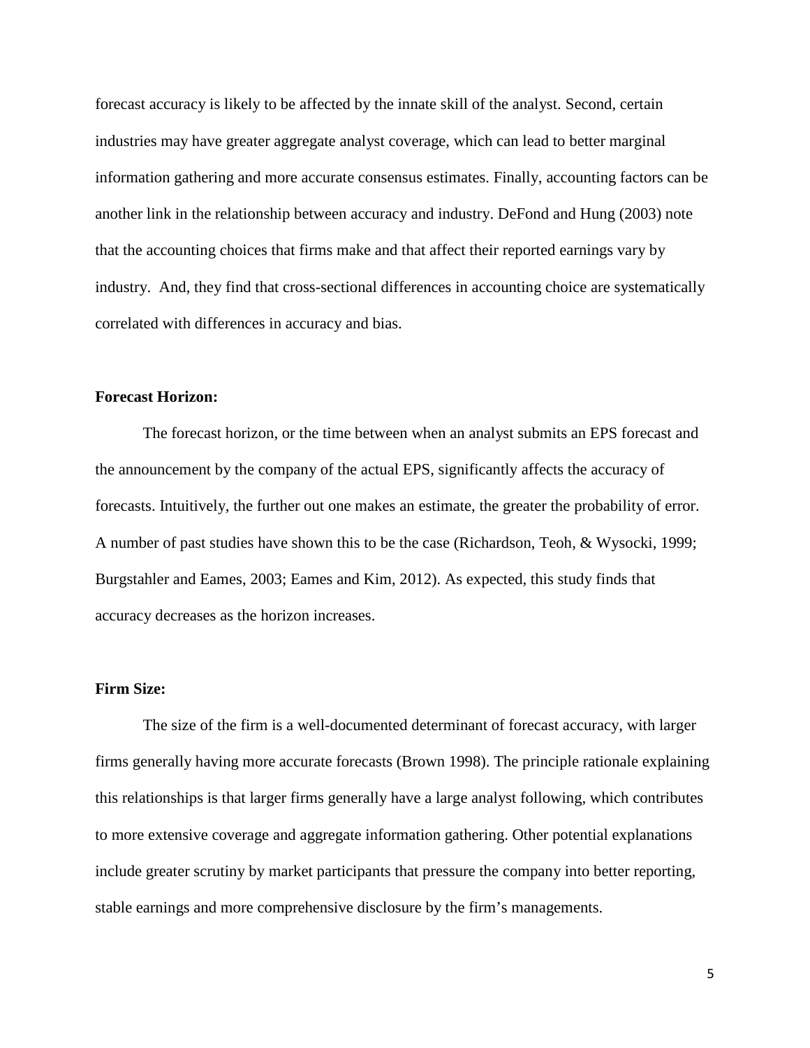forecast accuracy is likely to be affected by the innate skill of the analyst. Second, certain industries may have greater aggregate analyst coverage, which can lead to better marginal information gathering and more accurate consensus estimates. Finally, accounting factors can be another link in the relationship between accuracy and industry. DeFond and Hung (2003) note that the accounting choices that firms make and that affect their reported earnings vary by industry. And, they find that cross-sectional differences in accounting choice are systematically correlated with differences in accuracy and bias.

**Forecast Horizon:**

The forecast horizon, or the time between when an analyst submits an EPS forecast and the announcement by the company of the actual EPS, significantly affects the accuracy of forecasts. Intuitively, the further out one makes an estimate, the greater the probability of error. A number of past studies have shown this to be the case (Richardson, Teoh, & Wysocki, 1999; Burgstahler and Eames, 2003; Eames and Kim, 2012). As expected, this study finds that accuracy decreases as the horizon increases.

**Firm Size:**

The size of the firm is a well-documented determinant of forecast accuracy, with larger firms generally having more accurate forecasts (Brown 1998). The principle rationale explaining this relationships is that larger firms generally have a large analyst following, which contributes to more extensive coverage and aggregate information gathering. Other potential explanations include greater scrutiny by market participants that pressure the company into better reporting, stable earnings and more comprehensive disclosure by the firm's managements.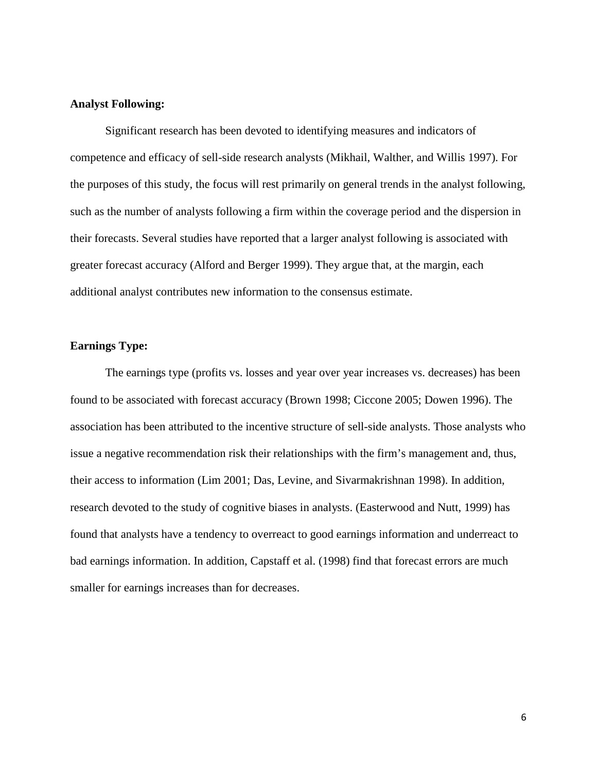**Analyst Following:**

Significant research has been devoted to identifying measures and indicators of competence and efficacy of sell-side research analysts (Mikhail, Walther, and Willis 1997). For the purposes of this study, the focus will rest primarily on general trends in the analyst following, such as the number of analysts following a firm within the coverage period and the dispersion in their forecasts. Several studies have reported that a larger analyst following is associated with greater forecast accuracy (Alford and Berger 1999). They argue that, at the margin, each additional analyst contributes new information to the consensus estimate.

**Earnings Type:**

The earnings type (profits vs. losses and year over year increases vs. decreases) has been found to be associated with forecast accuracy (Brown 1998; Ciccone 2005; Dowen 1996). The association has been attributed to the incentive structure of sell-side analysts. Those analysts who issue a negative recommendation risk their relationships with the firm's management and, thus, their access to information (Lim 2001; Das, Levine, and Sivarmakrishnan 1998). In addition, research devoted to the study of cognitive biases in analysts. (Easterwood and Nutt, 1999) has found that analysts have a tendency to overreact to good earnings information and underreact to bad earnings information. In addition, Capstaff et al. (1998) find that forecast errors are much smaller for earnings increases than for decreases.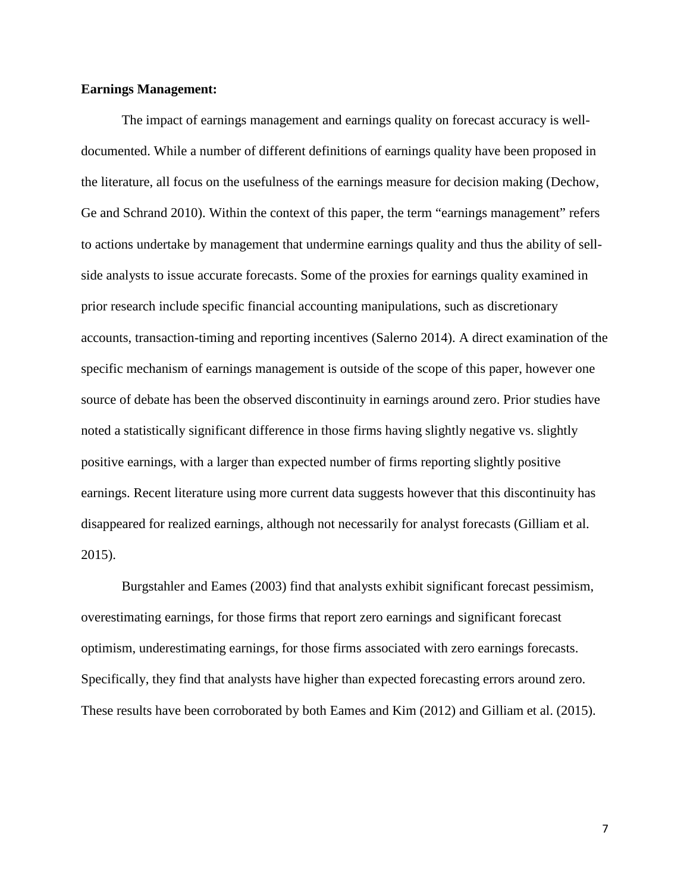**Earnings Management:**

The impact of earnings management and earnings quality on forecast accuracy is well-documented. While a number of different definitions of earnings quality have been proposed in the literature, all focus on the usefulness of the earnings measure for decision making (Dechow, Ge and Schrand 2010). Within the context of this paper, the term "earnings management" refers to actions undertake by management that undermine earnings quality and thus the ability of sell-side analysts to issue accurate forecasts. Some of the proxies for earnings quality examined in prior research include specific financial accounting manipulations, such as discretionary accounts, transaction-timing and reporting incentives (Salerno 2014). A direct examination of the specific mechanism of earnings management is outside of the scope of this paper, however one source of debate has been the observed discontinuity in earnings around zero. Prior studies have noted a statistically significant difference in those firms having slightly negative vs. slightly positive earnings, with a larger than expected number of firms reporting slightly positive earnings. Recent literature using more current data suggests however that this discontinuity has disappeared for realized earnings, although not necessarily for analyst forecasts (Gilliam et al. 2015).

Burgstahler and Eames (2003) find that analysts exhibit significant forecast pessimism, overestimating earnings, for those firms that report zero earnings and significant forecast optimism, underestimating earnings, for those firms associated with zero earnings forecasts. Specifically, they find that analysts have higher than expected forecasting errors around zero. These results have been corroborated by both Eames and Kim (2012) and Gilliam et al. (2015).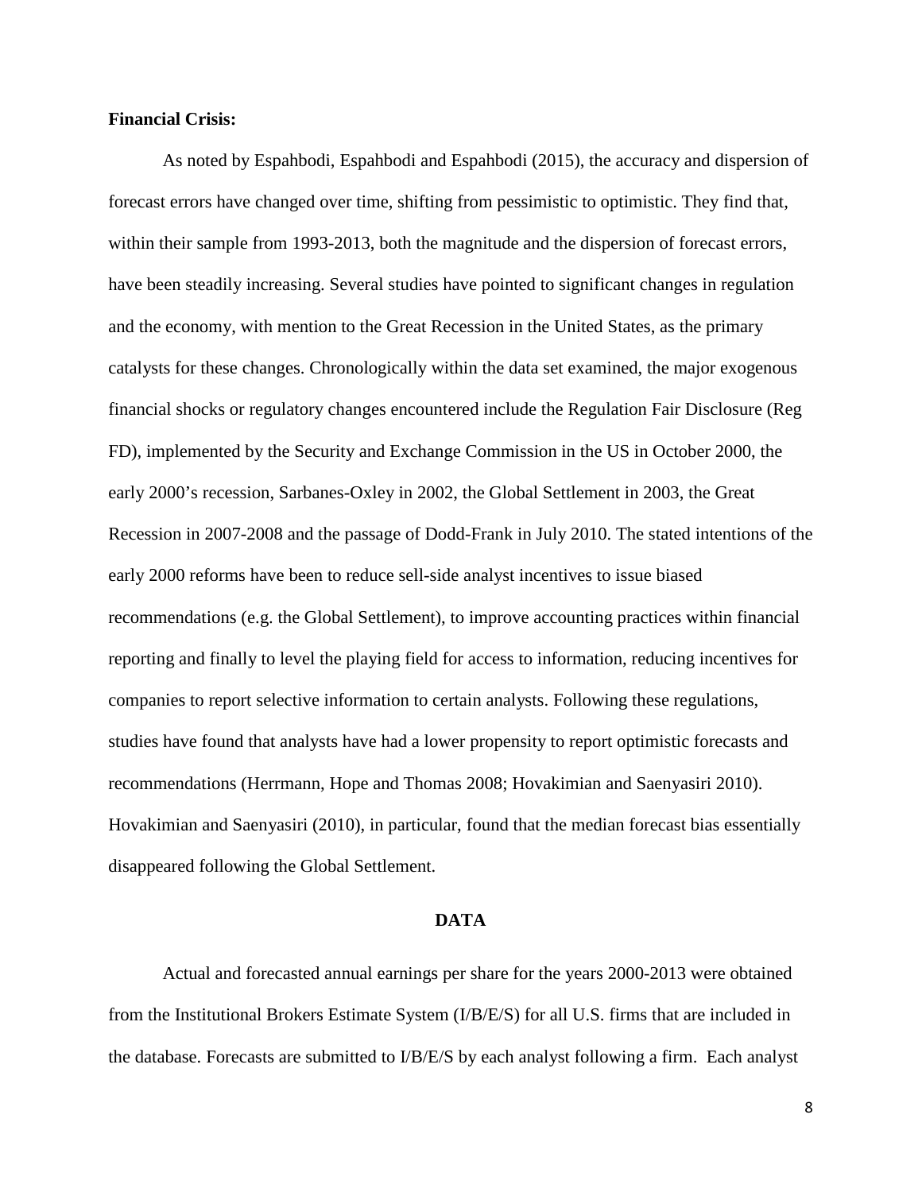**Financial Crisis:**

As noted by Espahbodi, Espahbodi and Espahbodi (2015), the accuracy and dispersion of forecast errors have changed over time, shifting from pessimistic to optimistic. They find that, within their sample from 1993-2013, both the magnitude and the dispersion of forecast errors, have been steadily increasing. Several studies have pointed to significant changes in regulation and the economy, with mention to the Great Recession in the United States, as the primary catalysts for these changes. Chronologically within the data set examined, the major exogenous financial shocks or regulatory changes encountered include the Regulation Fair Disclosure (Reg FD), implemented by the Security and Exchange Commission in the US in October 2000, the early 2000's recession, Sarbanes-Oxley in 2002, the Global Settlement in 2003, the Great Recession in 2007-2008 and the passage of Dodd-Frank in July 2010. The stated intentions of the early 2000 reforms have been to reduce sell-side analyst incentives to issue biased recommendations (e.g. the Global Settlement), to improve accounting practices within financial reporting and finally to level the playing field for access to information, reducing incentives for companies to report selective information to certain analysts. Following these regulations, studies have found that analysts have had a lower propensity to report optimistic forecasts and recommendations (Herrmann, Hope and Thomas 2008; Hovakimian and Saenyasiri 2010). Hovakimian and Saenyasiri (2010), in particular, found that the median forecast bias essentially disappeared following the Global Settlement.

## DATA

Actual and forecasted annual earnings per share for the years 2000-2013 were obtained from the Institutional Brokers Estimate System (I/B/E/S) for all U.S. firms that are included in the database. Forecasts are submitted to I/B/E/S by each analyst following a firm. Each analyst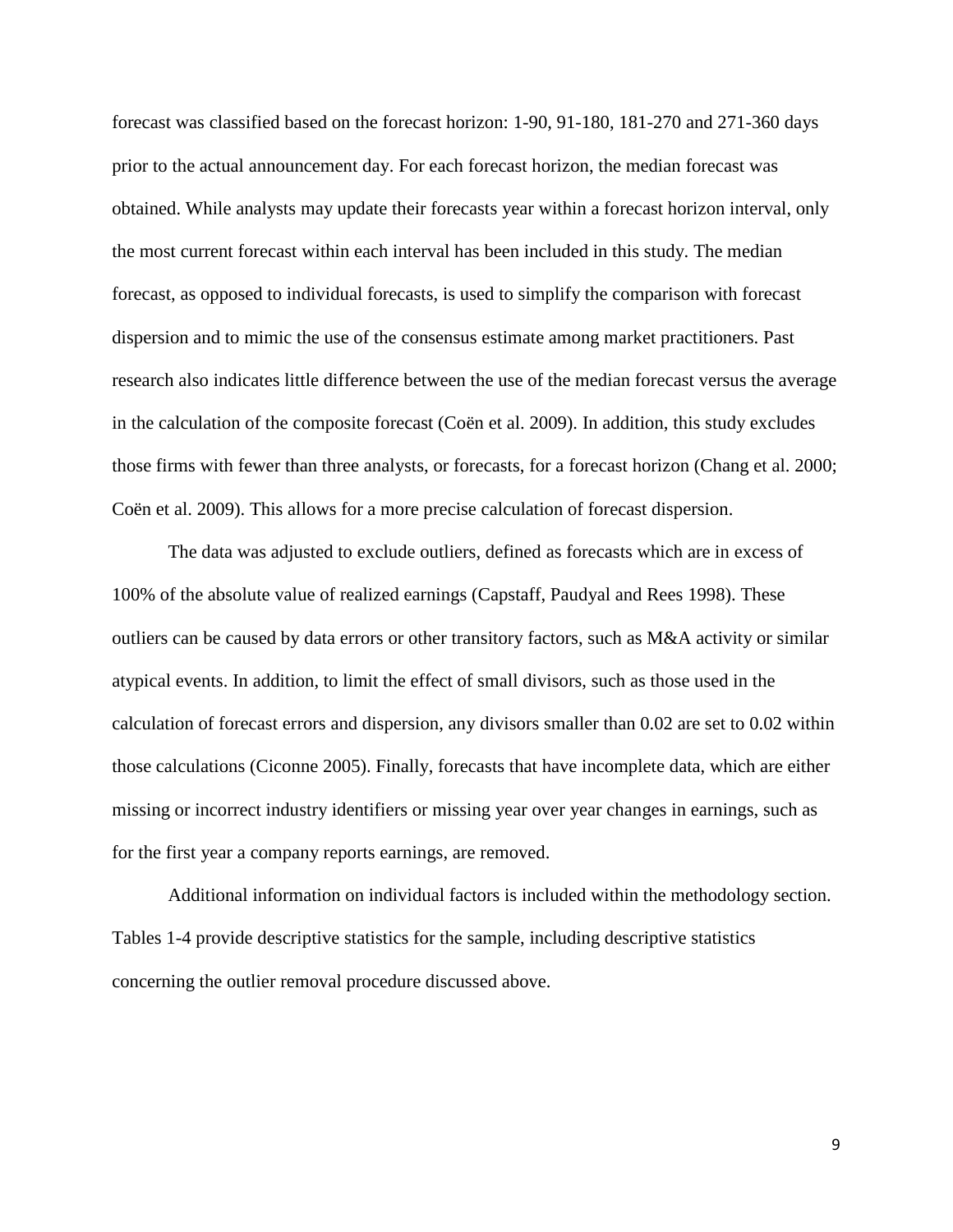forecast was classified based on the forecast horizon: 1-90, 91-180, 181-270 and 271-360 days prior to the actual announcement day. For each forecast horizon, the median forecast was obtained. While analysts may update their forecasts year within a forecast horizon interval, only the most current forecast within each interval has been included in this study. The median forecast, as opposed to individual forecasts, is used to simplify the comparison with forecast dispersion and to mimic the use of the consensus estimate among market practitioners. Past research also indicates little difference between the use of the median forecast versus the average in the calculation of the composite forecast (Coën et al. 2009). In addition, this study excludes those firms with fewer than three analysts, or forecasts, for a forecast horizon (Chang et al. 2000; Coën et al. 2009). This allows for a more precise calculation of forecast dispersion.

The data was adjusted to exclude outliers, defined as forecasts which are in excess of 100% of the absolute value of realized earnings (Capstaff, Paudyal and Rees 1998). These outliers can be caused by data errors or other transitory factors, such as M&A activity or similar atypical events. In addition, to limit the effect of small divisors, such as those used in the calculation of forecast errors and dispersion, any divisors smaller than 0.02 are set to 0.02 within those calculations (Ciconne 2005). Finally, forecasts that have incomplete data, which are either missing or incorrect industry identifiers or missing year over year changes in earnings, such as for the first year a company reports earnings, are removed.

Additional information on individual factors is included within the methodology section. Tables 1-4 provide descriptive statistics for the sample, including descriptive statistics concerning the outlier removal procedure discussed above.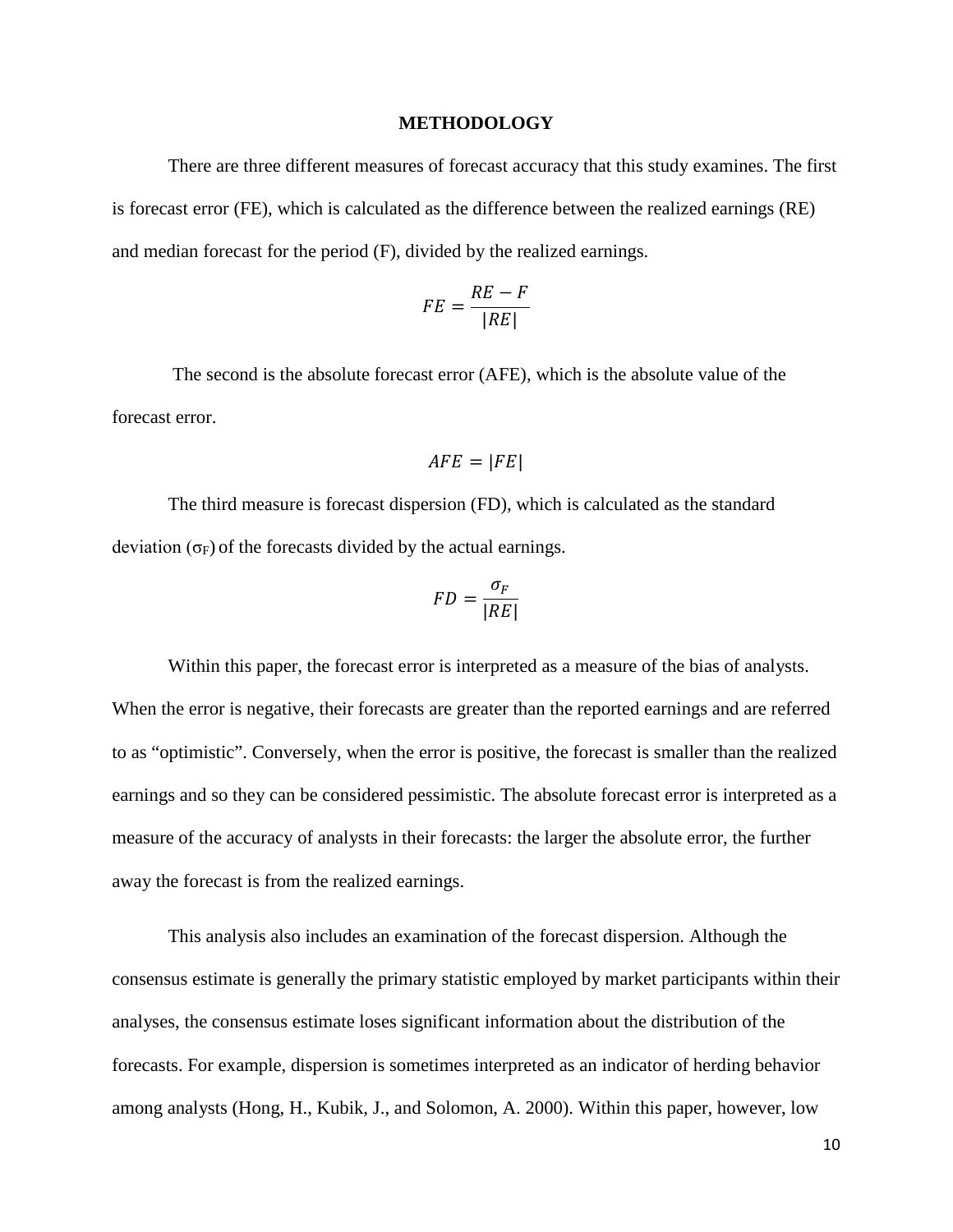## METHODOLOGY

There are three different measures of forecast accuracy that this study examines. The first is forecast error (FE), which is calculated as the difference between the realized earnings (RE) and median forecast for the period (F), divided by the realized earnings.

$$FE = \frac{RE - F}{|RE|}$$

The second is the absolute forecast error (AFE), which is the absolute value of the forecast error.

$$AFE = |FE|$$

The third measure is forecast dispersion (FD), which is calculated as the standard deviation ($\sigma_F$) of the forecasts divided by the actual earnings.

$$FD = \frac{\sigma_F}{|RE|}$$

Within this paper, the forecast error is interpreted as a measure of the bias of analysts. When the error is negative, their forecasts are greater than the reported earnings and are referred to as "optimistic". Conversely, when the error is positive, the forecast is smaller than the realized earnings and so they can be considered pessimistic. The absolute forecast error is interpreted as a measure of the accuracy of analysts in their forecasts: the larger the absolute error, the further away the forecast is from the realized earnings.

This analysis also includes an examination of the forecast dispersion. Although the consensus estimate is generally the primary statistic employed by market participants within their analyses, the consensus estimate loses significant information about the distribution of the forecasts. For example, dispersion is sometimes interpreted as an indicator of herding behavior among analysts (Hong, H., Kubik, J., and Solomon, A. 2000). Within this paper, however, low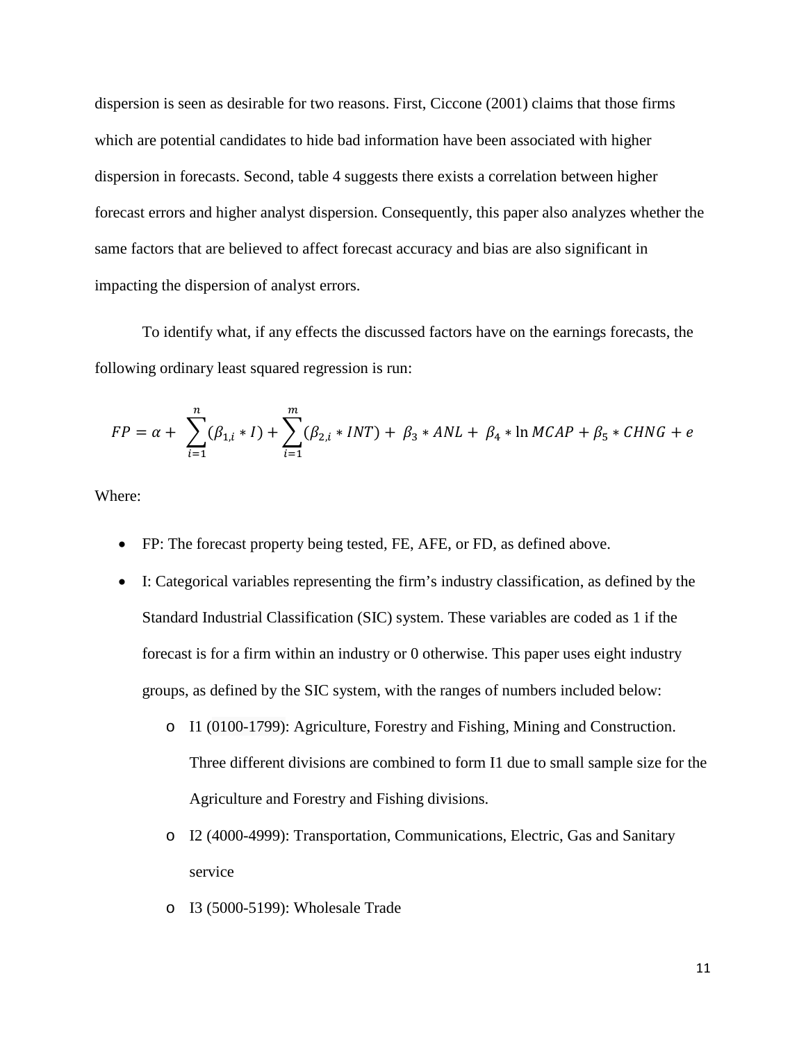dispersion is seen as desirable for two reasons. First, Ciccone (2001) claims that those firms which are potential candidates to hide bad information have been associated with higher dispersion in forecasts. Second, table 4 suggests there exists a correlation between higher forecast errors and higher analyst dispersion. Consequently, this paper also analyzes whether the same factors that are believed to affect forecast accuracy and bias are also significant in impacting the dispersion of analyst errors.

To identify what, if any effects the discussed factors have on the earnings forecasts, the following ordinary least squared regression is run:

$$FP = \alpha + \sum_{i=1}^{n}(\beta_{1,i} * I) + \sum_{i=1}^{m}(\beta_{2,i} * INT) + \beta_3 * ANL + \beta_4 * \ln MCAP + \beta_5 * CHNG + e$$

Where:

- FP: The forecast property being tested, FE, AFE, or FD, as defined above.
- I: Categorical variables representing the firm's industry classification, as defined by the Standard Industrial Classification (SIC) system. These variables are coded as 1 if the forecast is for a firm within an industry or 0 otherwise. This paper uses eight industry groups, as defined by the SIC system, with the ranges of numbers included below:
  - I1 (0100-1799): Agriculture, Forestry and Fishing, Mining and Construction. Three different divisions are combined to form I1 due to small sample size for the Agriculture and Forestry and Fishing divisions.
  - I2 (4000-4999): Transportation, Communications, Electric, Gas and Sanitary service
  - I3 (5000-5199): Wholesale Trade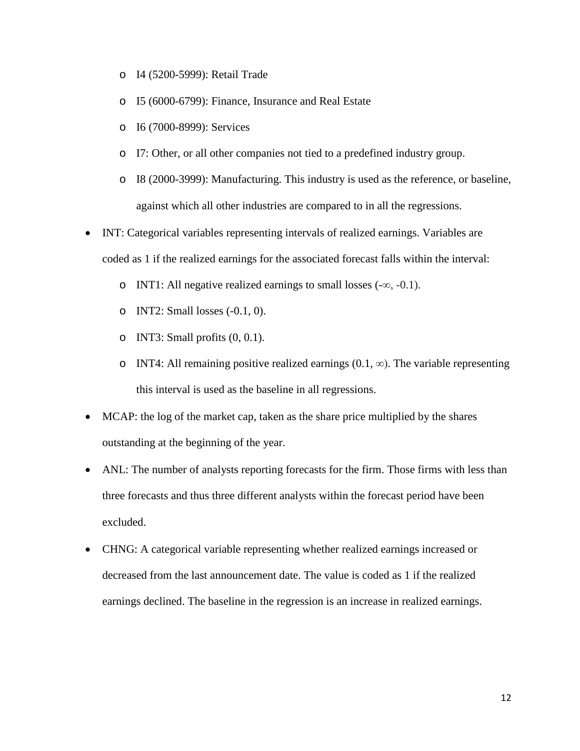- I4 (5200-5999): Retail Trade
    - I5 (6000-6799): Finance, Insurance and Real Estate
    - I6 (7000-8999): Services
    - I7: Other, or all other companies not tied to a predefined industry group.
    - I8 (2000-3999): Manufacturing. This industry is used as the reference, or baseline, against which all other industries are compared to in all the regressions.

- INT: Categorical variables representing intervals of realized earnings. Variables are coded as 1 if the realized earnings for the associated forecast falls within the interval:
    - INT1: All negative realized earnings to small losses ($-\infty$, -0.1).
    - INT2: Small losses (-0.1, 0).
    - INT3: Small profits (0, 0.1).
    - INT4: All remaining positive realized earnings (0.1, $\infty$). The variable representing this interval is used as the baseline in all regressions.
- MCAP: the log of the market cap, taken as the share price multiplied by the shares outstanding at the beginning of the year.
- ANL: The number of analysts reporting forecasts for the firm. Those firms with less than three forecasts and thus three different analysts within the forecast period have been excluded.
- CHNG: A categorical variable representing whether realized earnings increased or decreased from the last announcement date. The value is coded as 1 if the realized earnings declined. The baseline in the regression is an increase in realized earnings.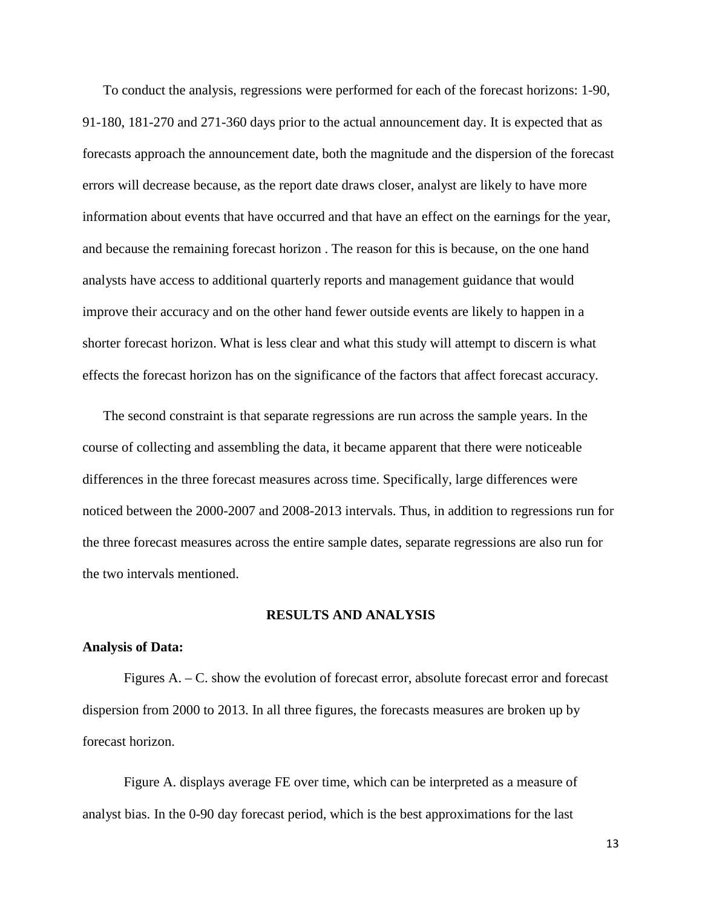To conduct the analysis, regressions were performed for each of the forecast horizons: 1-90, 91-180, 181-270 and 271-360 days prior to the actual announcement day. It is expected that as forecasts approach the announcement date, both the magnitude and the dispersion of the forecast errors will decrease because, as the report date draws closer, analyst are likely to have more information about events that have occurred and that have an effect on the earnings for the year, and because the remaining forecast horizon . The reason for this is because, on the one hand analysts have access to additional quarterly reports and management guidance that would improve their accuracy and on the other hand fewer outside events are likely to happen in a shorter forecast horizon. What is less clear and what this study will attempt to discern is what effects the forecast horizon has on the significance of the factors that affect forecast accuracy.

The second constraint is that separate regressions are run across the sample years. In the course of collecting and assembling the data, it became apparent that there were noticeable differences in the three forecast measures across time. Specifically, large differences were noticed between the 2000-2007 and 2008-2013 intervals. Thus, in addition to regressions run for the three forecast measures across the entire sample dates, separate regressions are also run for the two intervals mentioned.

## RESULTS AND ANALYSIS

**Analysis of Data:**

Figures A. – C. show the evolution of forecast error, absolute forecast error and forecast dispersion from 2000 to 2013. In all three figures, the forecasts measures are broken up by forecast horizon.

Figure A. displays average FE over time, which can be interpreted as a measure of analyst bias. In the 0-90 day forecast period, which is the best approximations for the last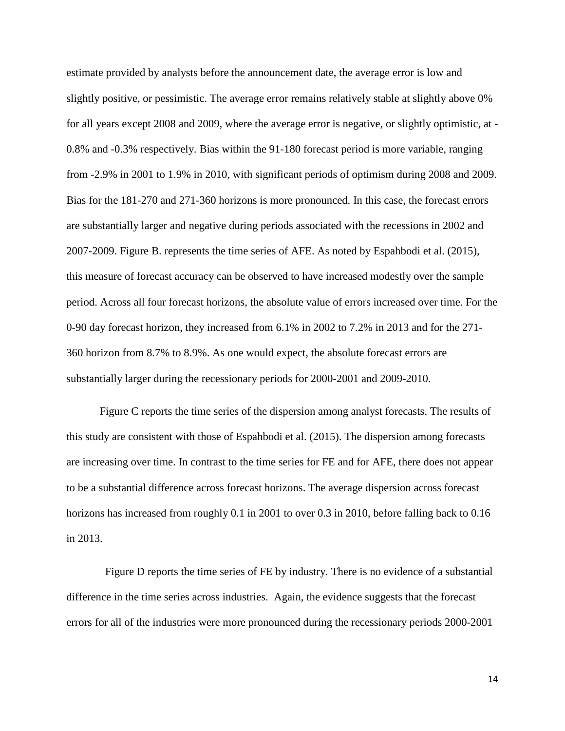estimate provided by analysts before the announcement date, the average error is low and slightly positive, or pessimistic. The average error remains relatively stable at slightly above 0% for all years except 2008 and 2009, where the average error is negative, or slightly optimistic, at -0.8% and -0.3% respectively. Bias within the 91-180 forecast period is more variable, ranging from -2.9% in 2001 to 1.9% in 2010, with significant periods of optimism during 2008 and 2009. Bias for the 181-270 and 271-360 horizons is more pronounced. In this case, the forecast errors are substantially larger and negative during periods associated with the recessions in 2002 and 2007-2009. Figure B. represents the time series of AFE. As noted by Espahbodi et al. (2015), this measure of forecast accuracy can be observed to have increased modestly over the sample period. Across all four forecast horizons, the absolute value of errors increased over time. For the 0-90 day forecast horizon, they increased from 6.1% in 2002 to 7.2% in 2013 and for the 271-360 horizon from 8.7% to 8.9%. As one would expect, the absolute forecast errors are substantially larger during the recessionary periods for 2000-2001 and 2009-2010.

Figure C reports the time series of the dispersion among analyst forecasts. The results of this study are consistent with those of Espahbodi et al. (2015). The dispersion among forecasts are increasing over time. In contrast to the time series for FE and for AFE, there does not appear to be a substantial difference across forecast horizons. The average dispersion across forecast horizons has increased from roughly 0.1 in 2001 to over 0.3 in 2010, before falling back to 0.16 in 2013.

Figure D reports the time series of FE by industry. There is no evidence of a substantial difference in the time series across industries. Again, the evidence suggests that the forecast errors for all of the industries were more pronounced during the recessionary periods 2000-2001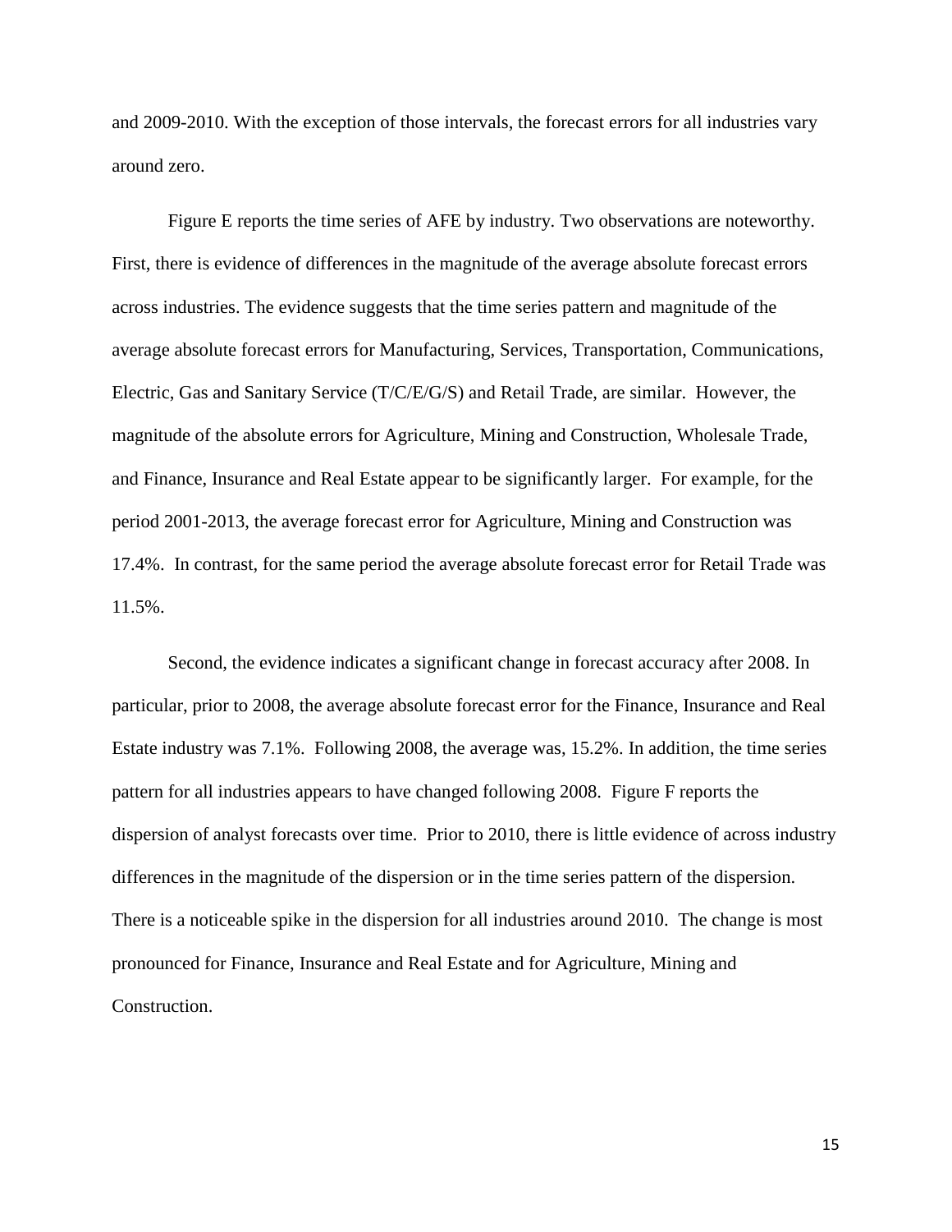and 2009-2010. With the exception of those intervals, the forecast errors for all industries vary around zero.

Figure E reports the time series of AFE by industry. Two observations are noteworthy. First, there is evidence of differences in the magnitude of the average absolute forecast errors across industries. The evidence suggests that the time series pattern and magnitude of the average absolute forecast errors for Manufacturing, Services, Transportation, Communications, Electric, Gas and Sanitary Service (T/C/E/G/S) and Retail Trade, are similar. However, the magnitude of the absolute errors for Agriculture, Mining and Construction, Wholesale Trade, and Finance, Insurance and Real Estate appear to be significantly larger. For example, for the period 2001-2013, the average forecast error for Agriculture, Mining and Construction was 17.4%. In contrast, for the same period the average absolute forecast error for Retail Trade was 11.5%.

Second, the evidence indicates a significant change in forecast accuracy after 2008. In particular, prior to 2008, the average absolute forecast error for the Finance, Insurance and Real Estate industry was 7.1%. Following 2008, the average was, 15.2%. In addition, the time series pattern for all industries appears to have changed following 2008. Figure F reports the dispersion of analyst forecasts over time. Prior to 2010, there is little evidence of across industry differences in the magnitude of the dispersion or in the time series pattern of the dispersion. There is a noticeable spike in the dispersion for all industries around 2010. The change is most pronounced for Finance, Insurance and Real Estate and for Agriculture, Mining and Construction.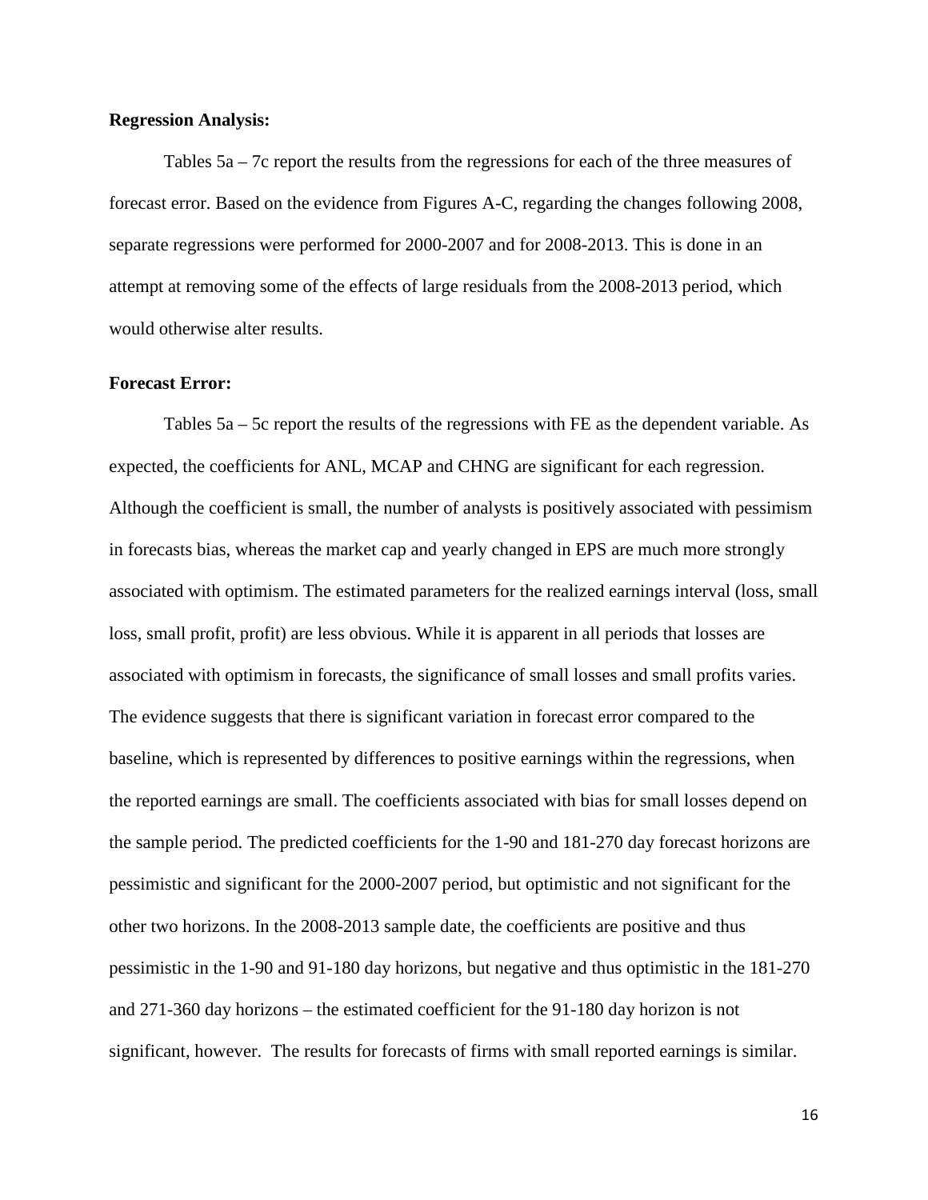**Regression Analysis:**

Tables 5a – 7c report the results from the regressions for each of the three measures of forecast error. Based on the evidence from Figures A-C, regarding the changes following 2008, separate regressions were performed for 2000-2007 and for 2008-2013. This is done in an attempt at removing some of the effects of large residuals from the 2008-2013 period, which would otherwise alter results.

**Forecast Error:**

Tables 5a – 5c report the results of the regressions with FE as the dependent variable. As expected, the coefficients for ANL, MCAP and CHNG are significant for each regression. Although the coefficient is small, the number of analysts is positively associated with pessimism in forecasts bias, whereas the market cap and yearly changed in EPS are much more strongly associated with optimism. The estimated parameters for the realized earnings interval (loss, small loss, small profit, profit) are less obvious. While it is apparent in all periods that losses are associated with optimism in forecasts, the significance of small losses and small profits varies. The evidence suggests that there is significant variation in forecast error compared to the baseline, which is represented by differences to positive earnings within the regressions, when the reported earnings are small. The coefficients associated with bias for small losses depend on the sample period. The predicted coefficients for the 1-90 and 181-270 day forecast horizons are pessimistic and significant for the 2000-2007 period, but optimistic and not significant for the other two horizons. In the 2008-2013 sample date, the coefficients are positive and thus pessimistic in the 1-90 and 91-180 day horizons, but negative and thus optimistic in the 181-270 and 271-360 day horizons – the estimated coefficient for the 91-180 day horizon is not significant, however. The results for forecasts of firms with small reported earnings is similar.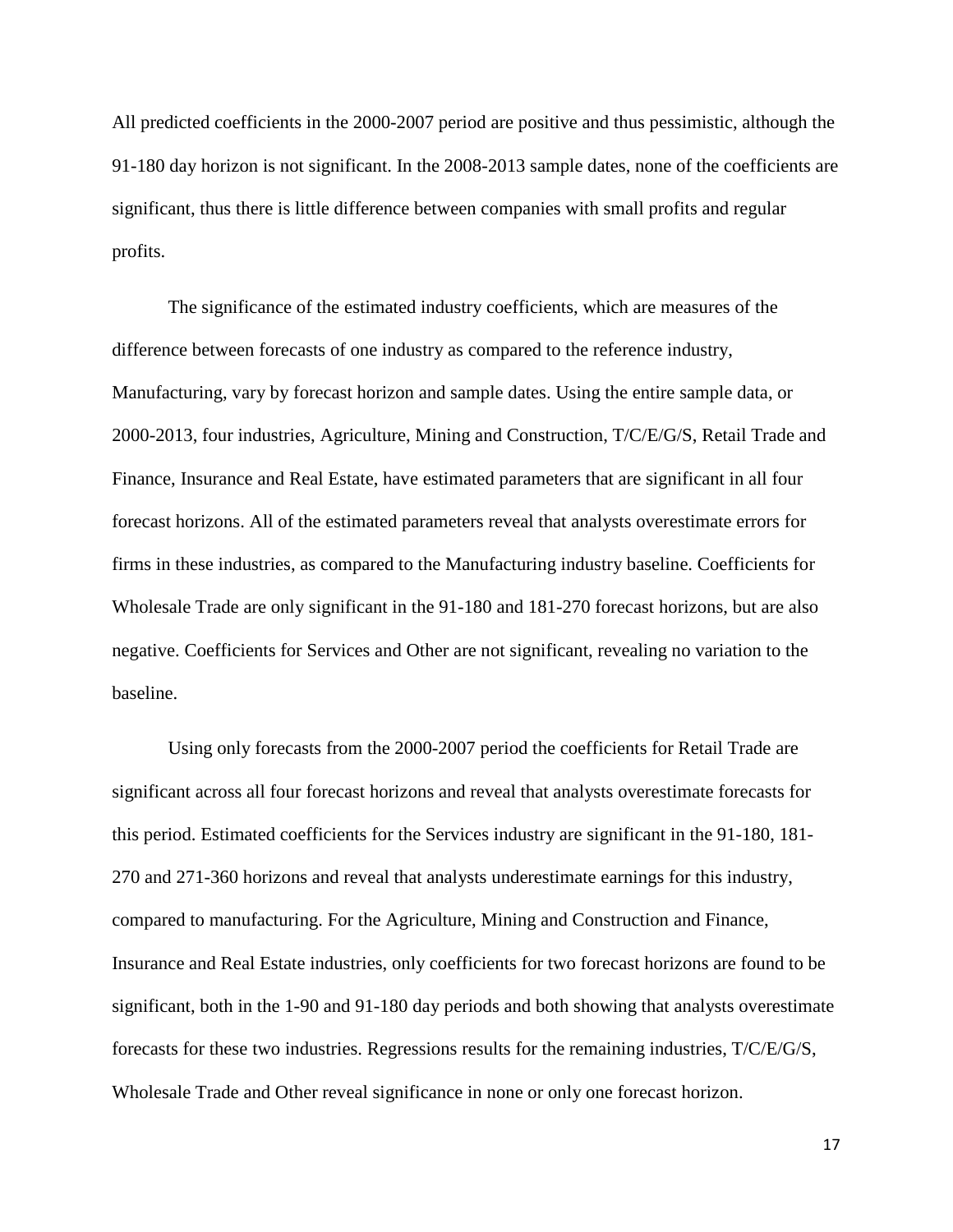All predicted coefficients in the 2000-2007 period are positive and thus pessimistic, although the 91-180 day horizon is not significant. In the 2008-2013 sample dates, none of the coefficients are significant, thus there is little difference between companies with small profits and regular profits.

The significance of the estimated industry coefficients, which are measures of the difference between forecasts of one industry as compared to the reference industry, Manufacturing, vary by forecast horizon and sample dates. Using the entire sample data, or 2000-2013, four industries, Agriculture, Mining and Construction, T/C/E/G/S, Retail Trade and Finance, Insurance and Real Estate, have estimated parameters that are significant in all four forecast horizons. All of the estimated parameters reveal that analysts overestimate errors for firms in these industries, as compared to the Manufacturing industry baseline. Coefficients for Wholesale Trade are only significant in the 91-180 and 181-270 forecast horizons, but are also negative. Coefficients for Services and Other are not significant, revealing no variation to the baseline.

Using only forecasts from the 2000-2007 period the coefficients for Retail Trade are significant across all four forecast horizons and reveal that analysts overestimate forecasts for this period. Estimated coefficients for the Services industry are significant in the 91-180, 181-270 and 271-360 horizons and reveal that analysts underestimate earnings for this industry, compared to manufacturing. For the Agriculture, Mining and Construction and Finance, Insurance and Real Estate industries, only coefficients for two forecast horizons are found to be significant, both in the 1-90 and 91-180 day periods and both showing that analysts overestimate forecasts for these two industries. Regressions results for the remaining industries, T/C/E/G/S, Wholesale Trade and Other reveal significance in none or only one forecast horizon.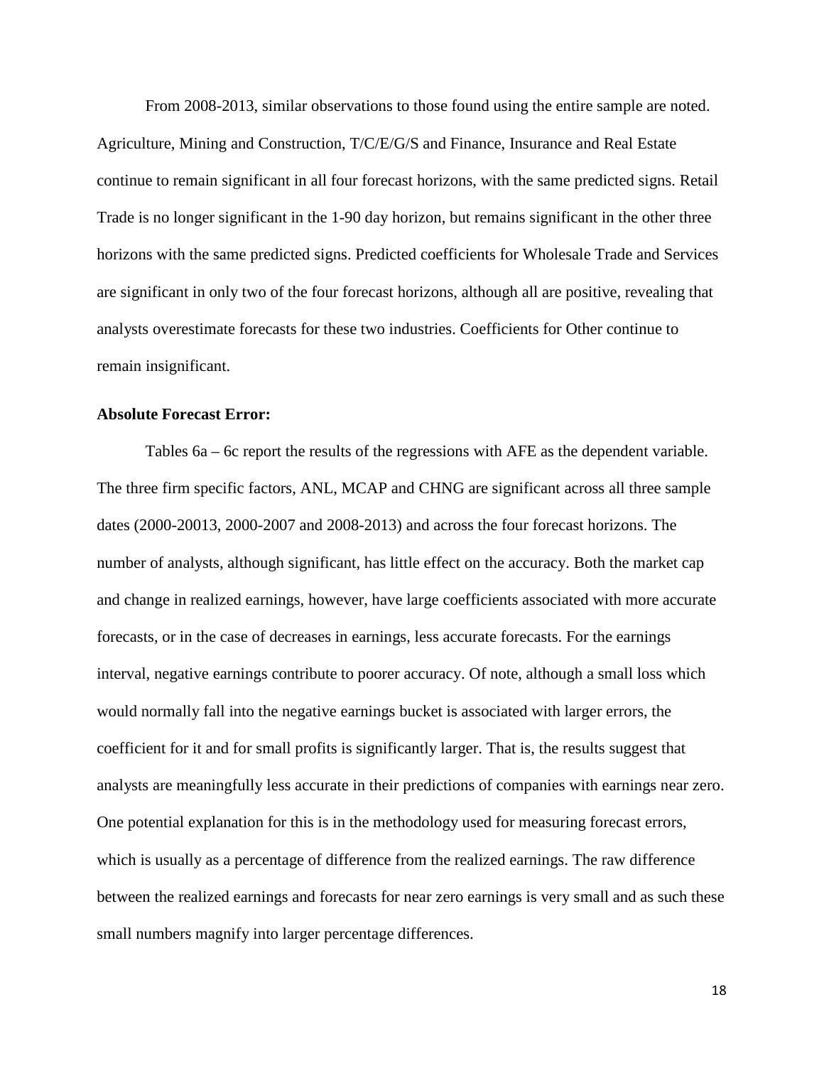From 2008-2013, similar observations to those found using the entire sample are noted. Agriculture, Mining and Construction, T/C/E/G/S and Finance, Insurance and Real Estate continue to remain significant in all four forecast horizons, with the same predicted signs. Retail Trade is no longer significant in the 1-90 day horizon, but remains significant in the other three horizons with the same predicted signs. Predicted coefficients for Wholesale Trade and Services are significant in only two of the four forecast horizons, although all are positive, revealing that analysts overestimate forecasts for these two industries. Coefficients for Other continue to remain insignificant.

**Absolute Forecast Error:**

Tables 6a – 6c report the results of the regressions with AFE as the dependent variable. The three firm specific factors, ANL, MCAP and CHNG are significant across all three sample dates (2000-20013, 2000-2007 and 2008-2013) and across the four forecast horizons. The number of analysts, although significant, has little effect on the accuracy. Both the market cap and change in realized earnings, however, have large coefficients associated with more accurate forecasts, or in the case of decreases in earnings, less accurate forecasts. For the earnings interval, negative earnings contribute to poorer accuracy. Of note, although a small loss which would normally fall into the negative earnings bucket is associated with larger errors, the coefficient for it and for small profits is significantly larger. That is, the results suggest that analysts are meaningfully less accurate in their predictions of companies with earnings near zero. One potential explanation for this is in the methodology used for measuring forecast errors, which is usually as a percentage of difference from the realized earnings. The raw difference between the realized earnings and forecasts for near zero earnings is very small and as such these small numbers magnify into larger percentage differences.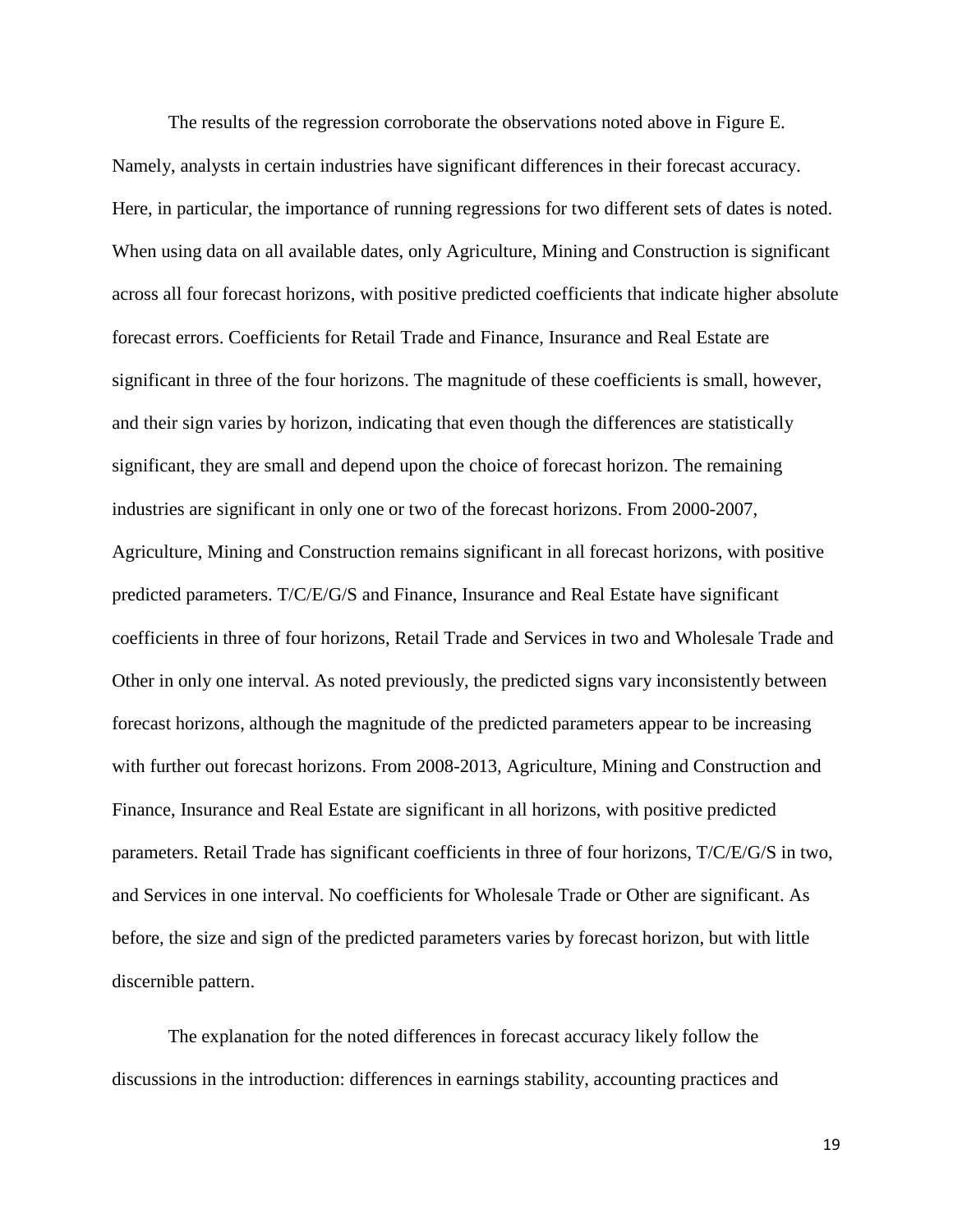The results of the regression corroborate the observations noted above in Figure E. Namely, analysts in certain industries have significant differences in their forecast accuracy. Here, in particular, the importance of running regressions for two different sets of dates is noted. When using data on all available dates, only Agriculture, Mining and Construction is significant across all four forecast horizons, with positive predicted coefficients that indicate higher absolute forecast errors. Coefficients for Retail Trade and Finance, Insurance and Real Estate are significant in three of the four horizons. The magnitude of these coefficients is small, however, and their sign varies by horizon, indicating that even though the differences are statistically significant, they are small and depend upon the choice of forecast horizon. The remaining industries are significant in only one or two of the forecast horizons. From 2000-2007, Agriculture, Mining and Construction remains significant in all forecast horizons, with positive predicted parameters. T/C/E/G/S and Finance, Insurance and Real Estate have significant coefficients in three of four horizons, Retail Trade and Services in two and Wholesale Trade and Other in only one interval. As noted previously, the predicted signs vary inconsistently between forecast horizons, although the magnitude of the predicted parameters appear to be increasing with further out forecast horizons. From 2008-2013, Agriculture, Mining and Construction and Finance, Insurance and Real Estate are significant in all horizons, with positive predicted parameters. Retail Trade has significant coefficients in three of four horizons, T/C/E/G/S in two, and Services in one interval. No coefficients for Wholesale Trade or Other are significant. As before, the size and sign of the predicted parameters varies by forecast horizon, but with little discernible pattern.

The explanation for the noted differences in forecast accuracy likely follow the discussions in the introduction: differences in earnings stability, accounting practices and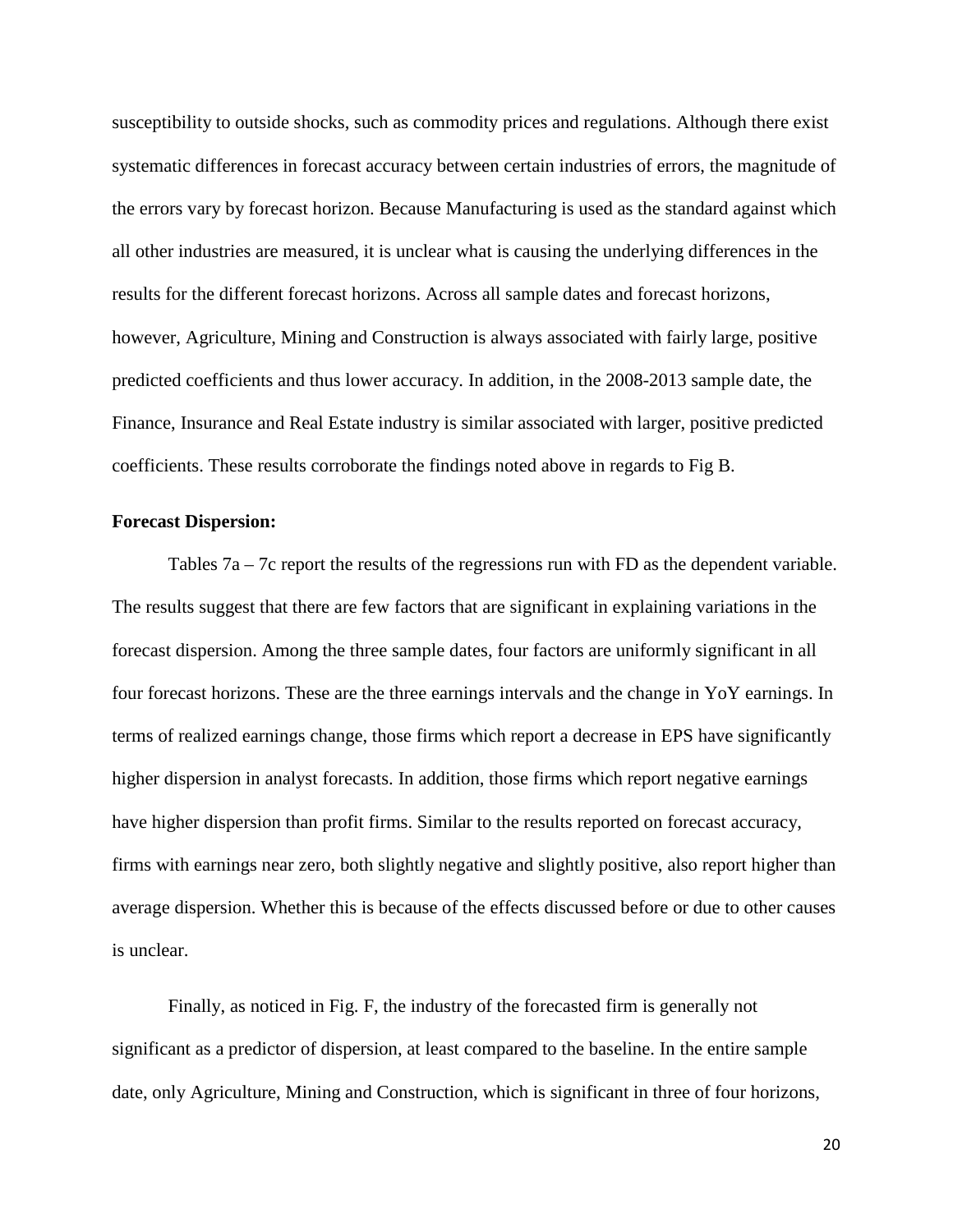susceptibility to outside shocks, such as commodity prices and regulations. Although there exist systematic differences in forecast accuracy between certain industries of errors, the magnitude of the errors vary by forecast horizon. Because Manufacturing is used as the standard against which all other industries are measured, it is unclear what is causing the underlying differences in the results for the different forecast horizons. Across all sample dates and forecast horizons, however, Agriculture, Mining and Construction is always associated with fairly large, positive predicted coefficients and thus lower accuracy. In addition, in the 2008-2013 sample date, the Finance, Insurance and Real Estate industry is similar associated with larger, positive predicted coefficients. These results corroborate the findings noted above in regards to Fig B.

**Forecast Dispersion:**

Tables 7a – 7c report the results of the regressions run with FD as the dependent variable. The results suggest that there are few factors that are significant in explaining variations in the forecast dispersion. Among the three sample dates, four factors are uniformly significant in all four forecast horizons. These are the three earnings intervals and the change in YoY earnings. In terms of realized earnings change, those firms which report a decrease in EPS have significantly higher dispersion in analyst forecasts. In addition, those firms which report negative earnings have higher dispersion than profit firms. Similar to the results reported on forecast accuracy, firms with earnings near zero, both slightly negative and slightly positive, also report higher than average dispersion. Whether this is because of the effects discussed before or due to other causes is unclear.

Finally, as noticed in Fig. F, the industry of the forecasted firm is generally not significant as a predictor of dispersion, at least compared to the baseline. In the entire sample date, only Agriculture, Mining and Construction, which is significant in three of four horizons,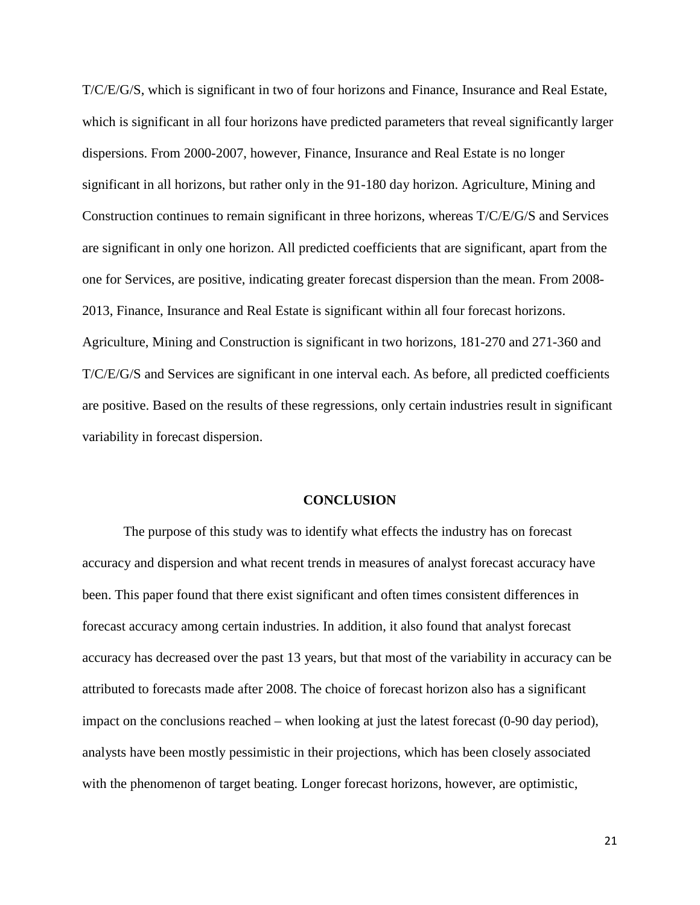T/C/E/G/S, which is significant in two of four horizons and Finance, Insurance and Real Estate, which is significant in all four horizons have predicted parameters that reveal significantly larger dispersions. From 2000-2007, however, Finance, Insurance and Real Estate is no longer significant in all horizons, but rather only in the 91-180 day horizon. Agriculture, Mining and Construction continues to remain significant in three horizons, whereas T/C/E/G/S and Services are significant in only one horizon. All predicted coefficients that are significant, apart from the one for Services, are positive, indicating greater forecast dispersion than the mean. From 2008-2013, Finance, Insurance and Real Estate is significant within all four forecast horizons. Agriculture, Mining and Construction is significant in two horizons, 181-270 and 271-360 and T/C/E/G/S and Services are significant in one interval each. As before, all predicted coefficients are positive. Based on the results of these regressions, only certain industries result in significant variability in forecast dispersion.

## CONCLUSION

The purpose of this study was to identify what effects the industry has on forecast accuracy and dispersion and what recent trends in measures of analyst forecast accuracy have been. This paper found that there exist significant and often times consistent differences in forecast accuracy among certain industries. In addition, it also found that analyst forecast accuracy has decreased over the past 13 years, but that most of the variability in accuracy can be attributed to forecasts made after 2008. The choice of forecast horizon also has a significant impact on the conclusions reached – when looking at just the latest forecast (0-90 day period), analysts have been mostly pessimistic in their projections, which has been closely associated with the phenomenon of target beating. Longer forecast horizons, however, are optimistic,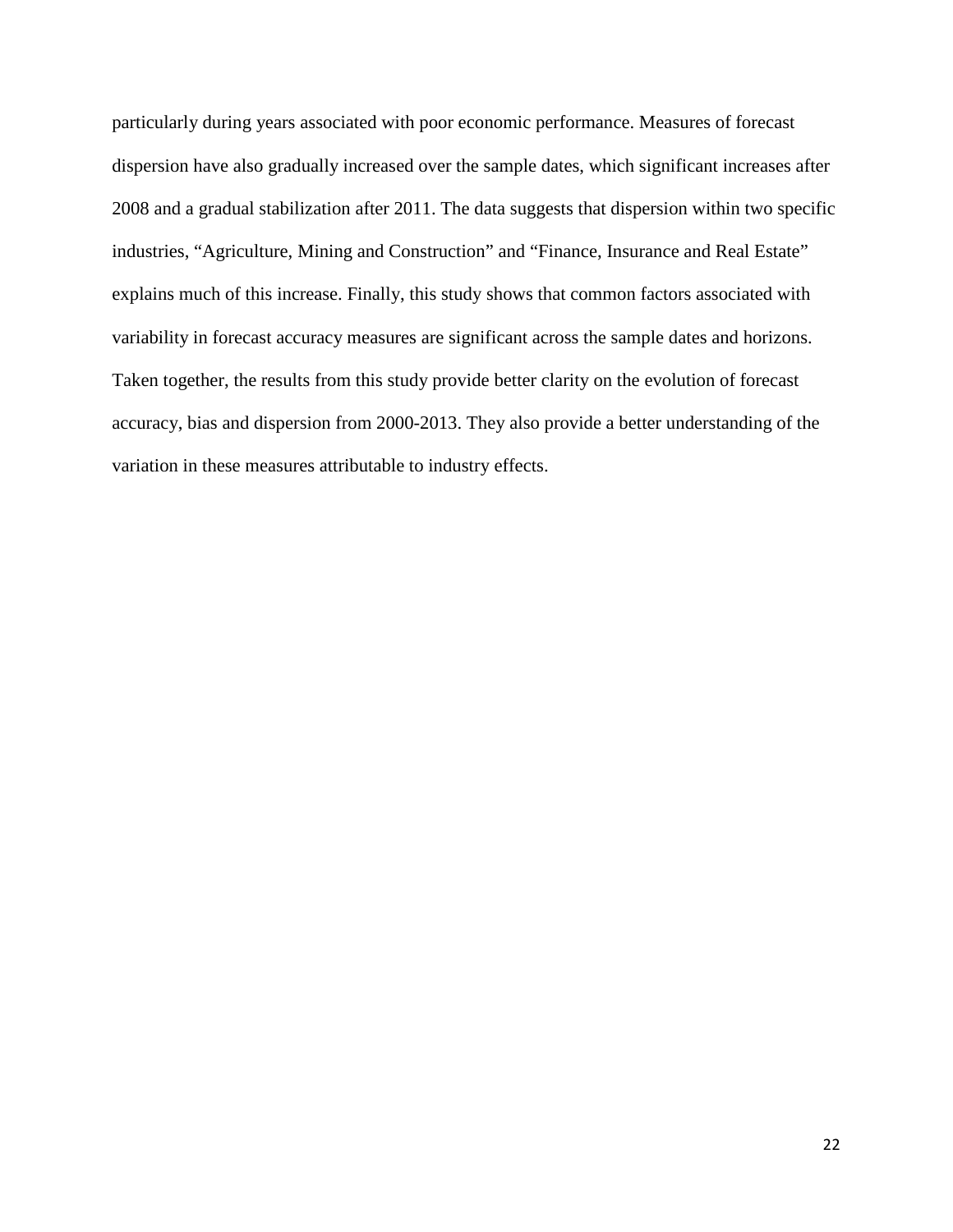particularly during years associated with poor economic performance. Measures of forecast dispersion have also gradually increased over the sample dates, which significant increases after 2008 and a gradual stabilization after 2011. The data suggests that dispersion within two specific industries, "Agriculture, Mining and Construction" and "Finance, Insurance and Real Estate" explains much of this increase. Finally, this study shows that common factors associated with variability in forecast accuracy measures are significant across the sample dates and horizons. Taken together, the results from this study provide better clarity on the evolution of forecast accuracy, bias and dispersion from 2000-2013. They also provide a better understanding of the variation in these measures attributable to industry effects.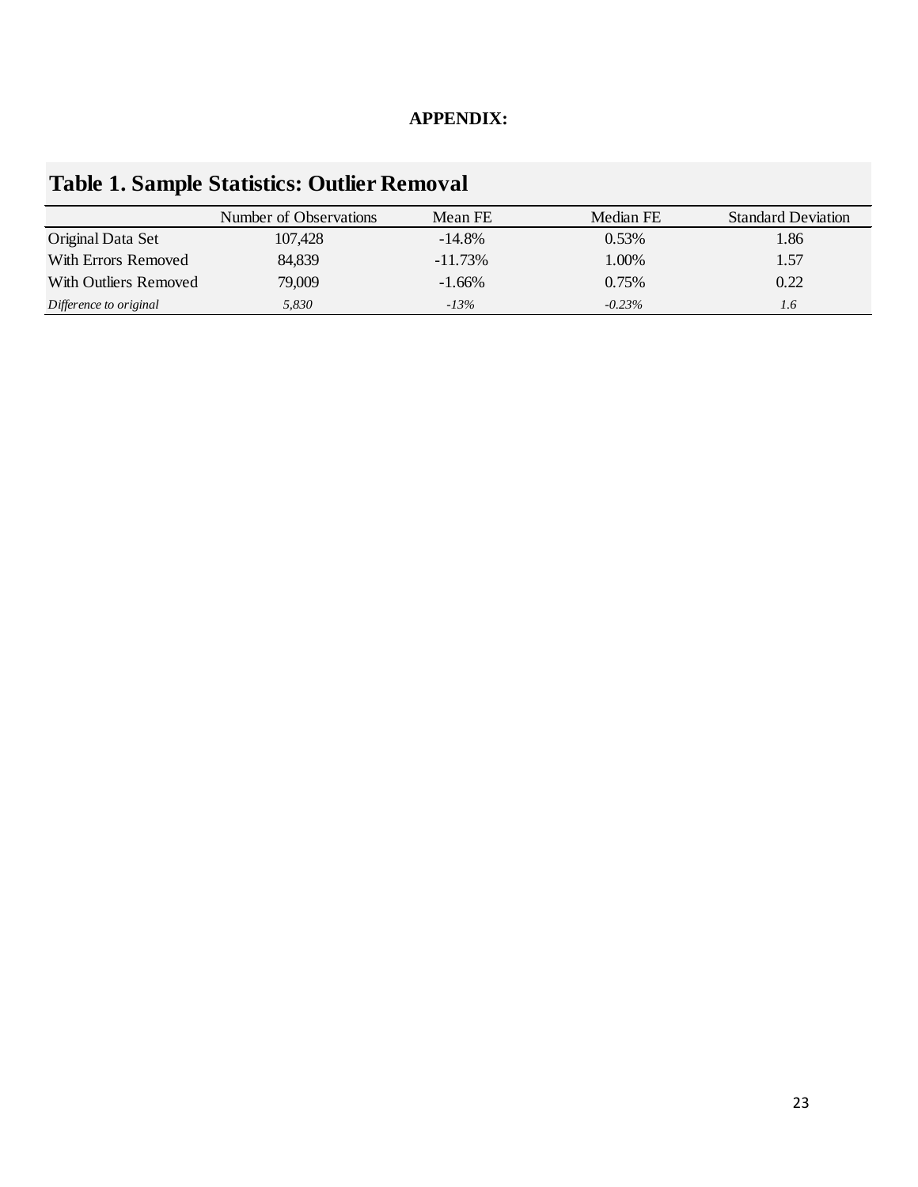**APPENDIX:**

## Table 1. Sample Statistics: Outlier Removal

| | Number of Observations | Mean FE | Median FE | Standard Deviation |
|---|---|---|---|---|
| Original Data Set | 107,428 | -14.8% | 0.53% | 1.86 |
| With Errors Removed | 84,839 | -11.73% | 1.00% | 1.57 |
| With Outliers Removed | 79,009 | -1.66% | 0.75% | 0.22 |
| *Difference to original* | *5,830* | *-13%* | *-0.23%* | *1.6* |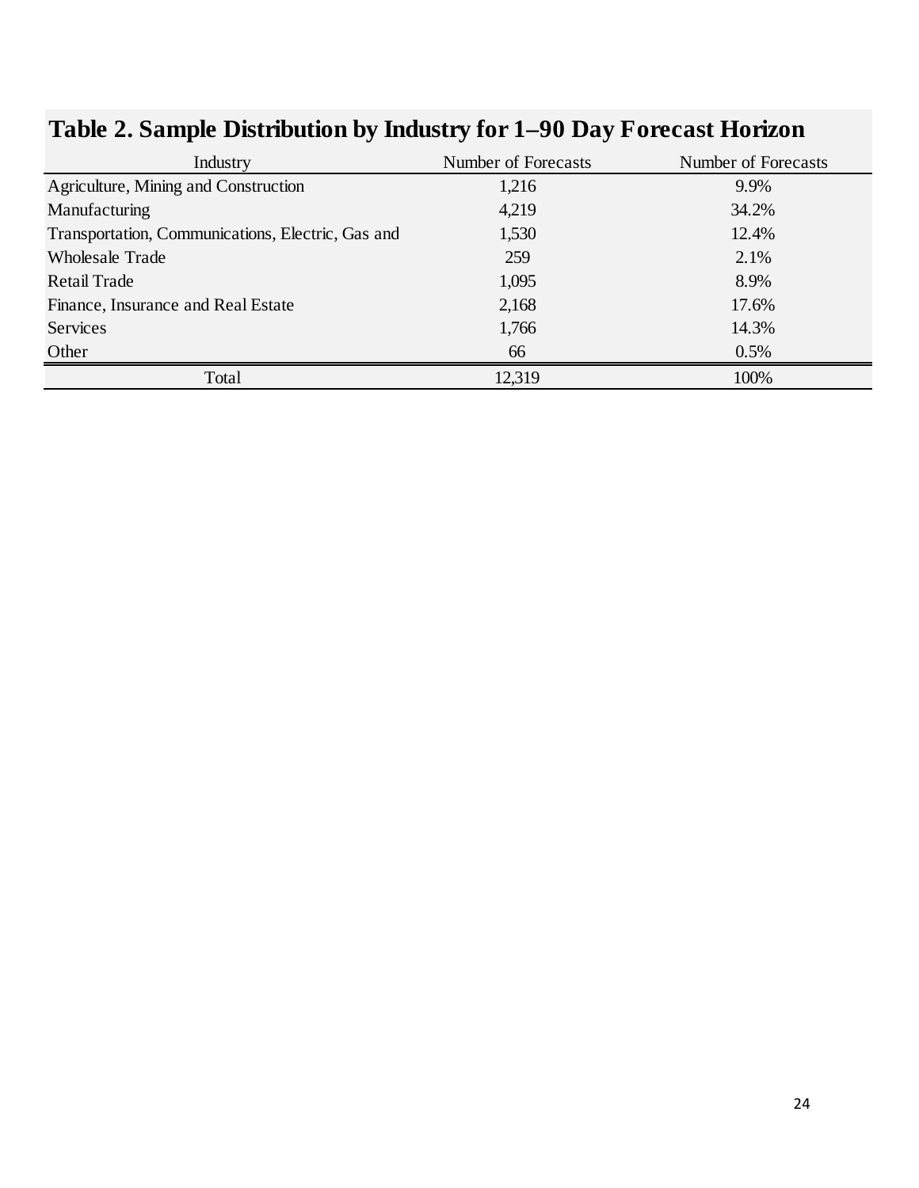## Table 2. Sample Distribution by Industry for 1–90 Day Forecast Horizon

| Industry | Number of Forecasts | Number of Forecasts |
|---|---|---|
| Agriculture, Mining and Construction | 1,216 | 9.9% |
| Manufacturing | 4,219 | 34.2% |
| Transportation, Communications, Electric, Gas and | 1,530 | 12.4% |
| Wholesale Trade | 259 | 2.1% |
| Retail Trade | 1,095 | 8.9% |
| Finance, Insurance and Real Estate | 2,168 | 17.6% |
| Services | 1,766 | 14.3% |
| Other | 66 | 0.5% |
| Total | 12,319 | 100% |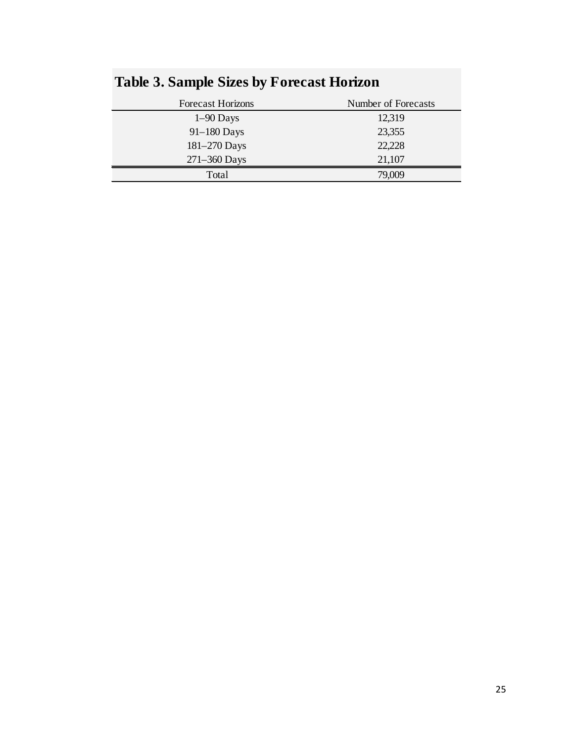## Table 3. Sample Sizes by Forecast Horizon

| Forecast Horizons | Number of Forecasts |
|---|---|
| 1–90 Days | 12,319 |
| 91–180 Days | 23,355 |
| 181–270 Days | 22,228 |
| 271–360 Days | 21,107 |
| Total | 79,009 |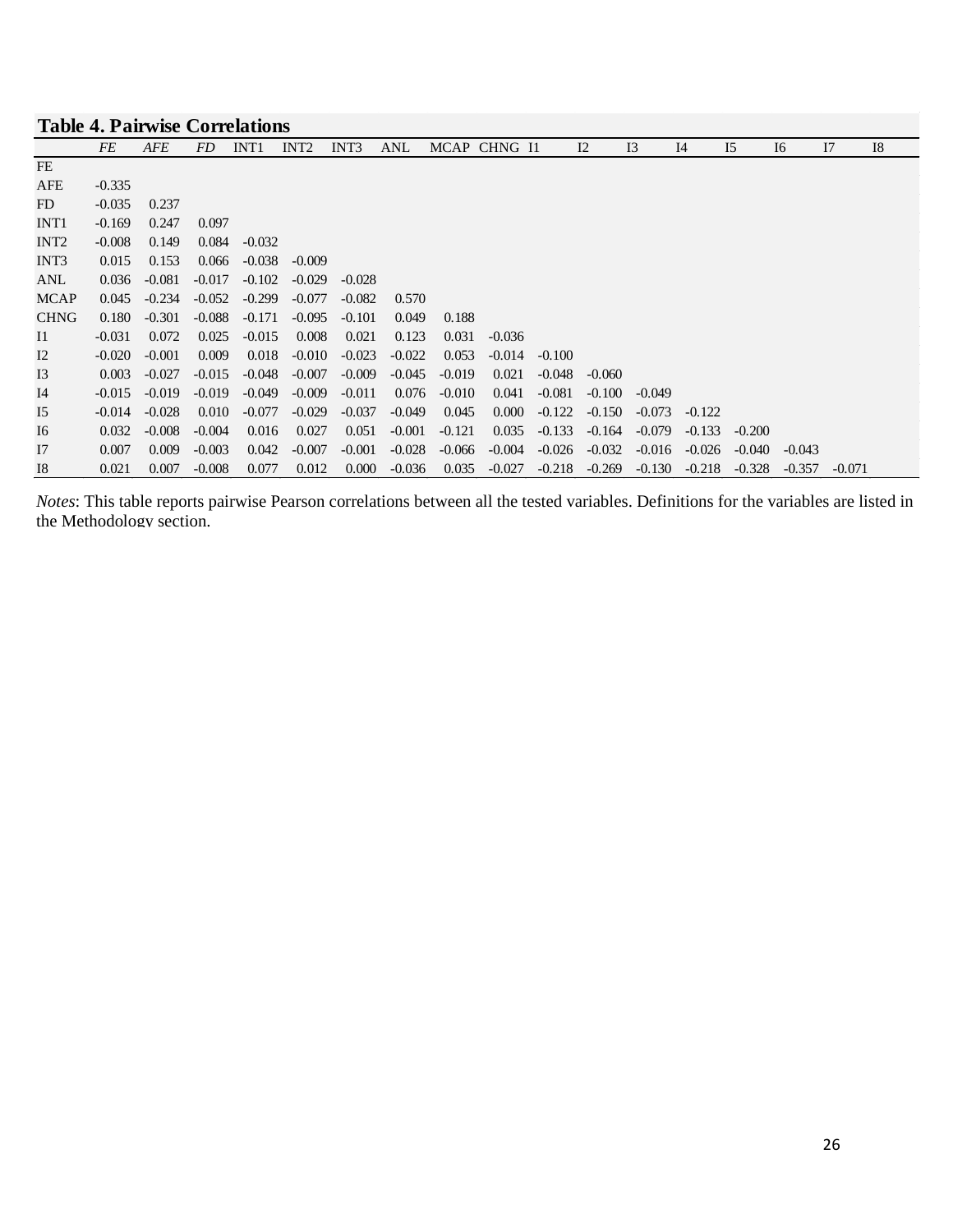**Table 4. Pairwise Correlations**

| | *FE* | *AFE* | *FD* | INT1 | INT2 | INT3 | ANL | MCAP | CHNG | I1 | I2 | I3 | I4 | I5 | I6 | I7 | I8 |
|---|---|---|---|---|---|---|---|---|---|---|---|---|---|---|---|---|---|
| FE | | | | | | | | | | | | | | | | | |
| AFE | -0.335 | | | | | | | | | | | | | | | | |
| FD | -0.035 | 0.237 | | | | | | | | | | | | | | | |
| INT1 | -0.169 | 0.247 | 0.097 | | | | | | | | | | | | | | |
| INT2 | -0.008 | 0.149 | 0.084 | -0.032 | | | | | | | | | | | | | |
| INT3 | 0.015 | 0.153 | 0.066 | -0.038 | -0.009 | | | | | | | | | | | | |
| ANL | 0.036 | -0.081 | -0.017 | -0.102 | -0.029 | -0.028 | | | | | | | | | | | |
| MCAP | 0.045 | -0.234 | -0.052 | -0.299 | -0.077 | -0.082 | 0.570 | | | | | | | | | | |
| CHNG | 0.180 | -0.301 | -0.088 | -0.171 | -0.095 | -0.101 | 0.049 | 0.188 | | | | | | | | | |
| I1 | -0.031 | 0.072 | 0.025 | -0.015 | 0.008 | 0.021 | 0.123 | 0.031 | -0.036 | | | | | | | | |
| I2 | -0.020 | -0.001 | 0.009 | 0.018 | -0.010 | -0.023 | -0.022 | 0.053 | -0.014 | -0.100 | | | | | | | |
| I3 | 0.003 | -0.027 | -0.015 | -0.048 | -0.007 | -0.009 | -0.045 | -0.019 | 0.021 | -0.048 | -0.060 | | | | | | |
| I4 | -0.015 | -0.019 | -0.019 | -0.049 | -0.009 | -0.011 | 0.076 | -0.010 | 0.041 | -0.081 | -0.100 | -0.049 | | | | | |
| I5 | -0.014 | -0.028 | 0.010 | -0.077 | -0.029 | -0.037 | -0.049 | 0.045 | 0.000 | -0.122 | -0.150 | -0.073 | -0.122 | | | | |
| I6 | 0.032 | -0.008 | -0.004 | 0.016 | 0.027 | 0.051 | -0.001 | -0.121 | 0.035 | -0.133 | -0.164 | -0.079 | -0.133 | -0.200 | | | |
| I7 | 0.007 | 0.009 | -0.003 | 0.042 | -0.007 | -0.001 | -0.028 | -0.066 | -0.004 | -0.026 | -0.032 | -0.016 | -0.026 | -0.040 | -0.043 | | |
| I8 | 0.021 | 0.007 | -0.008 | 0.077 | 0.012 | 0.000 | -0.036 | 0.035 | -0.027 | -0.218 | -0.269 | -0.130 | -0.218 | -0.328 | -0.357 | -0.071 | |

*Notes*: This table reports pairwise Pearson correlations between all the tested variables. Definitions for the variables are listed in the Methodology section.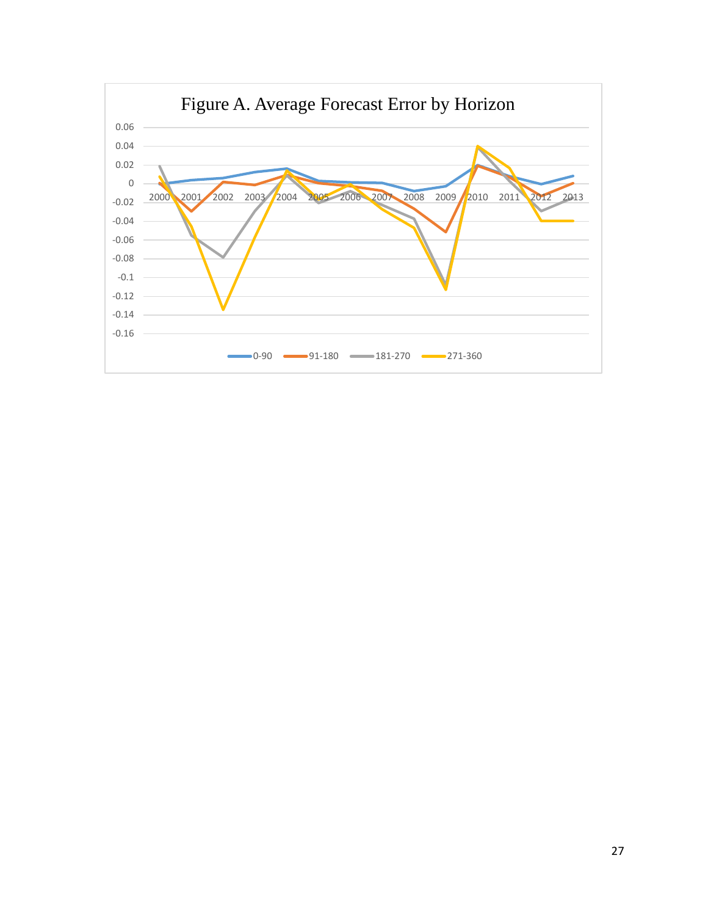Figure A. Average Forecast Error by Horizon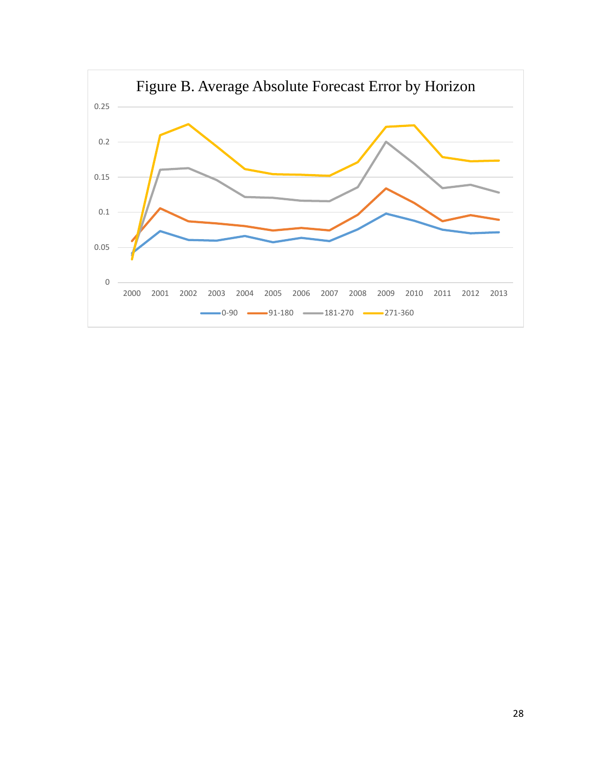Figure B. Average Absolute Forecast Error by Horizon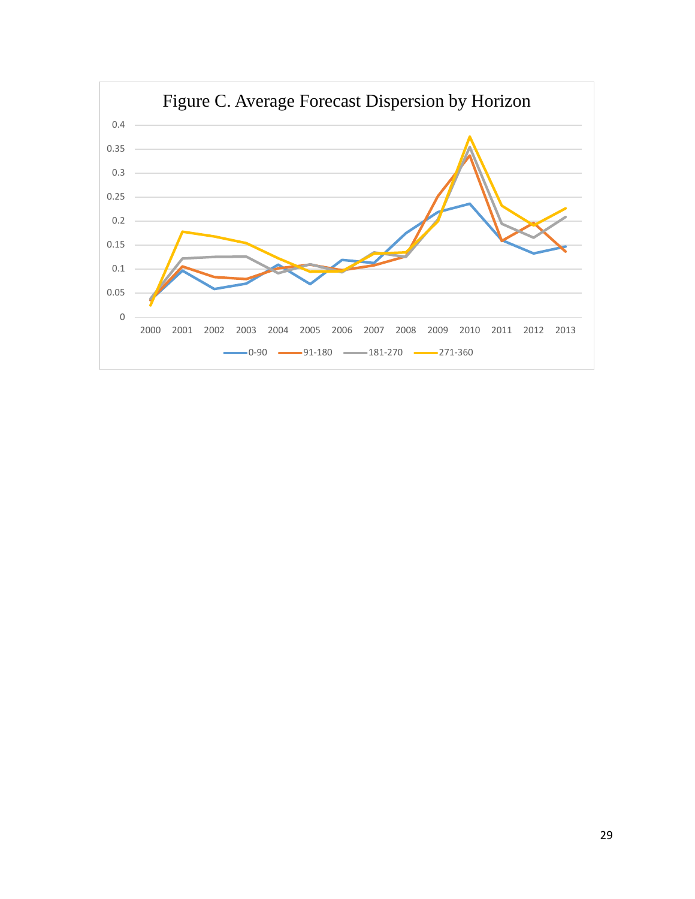Figure C. Average Forecast Dispersion by Horizon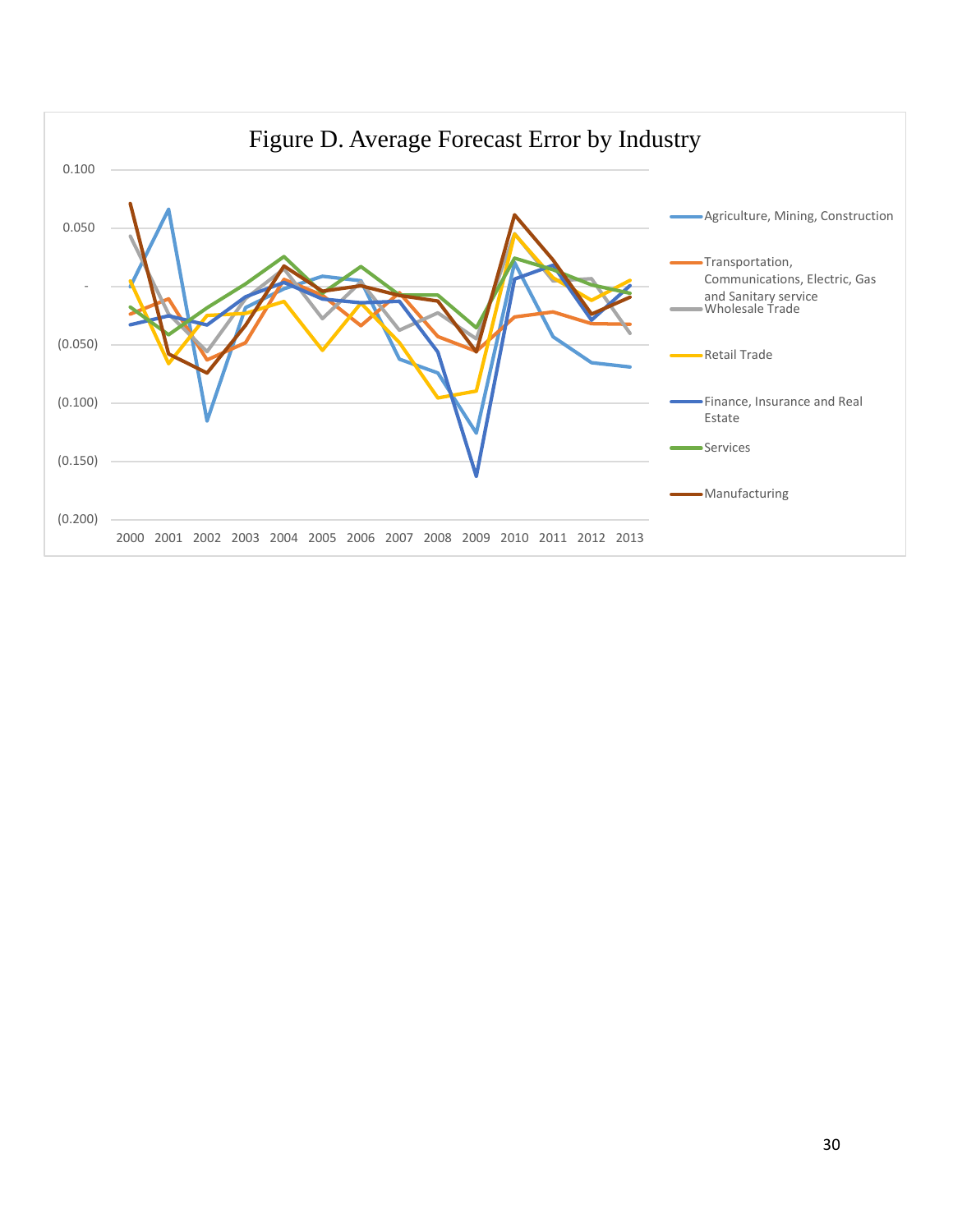Figure D. Average Forecast Error by Industry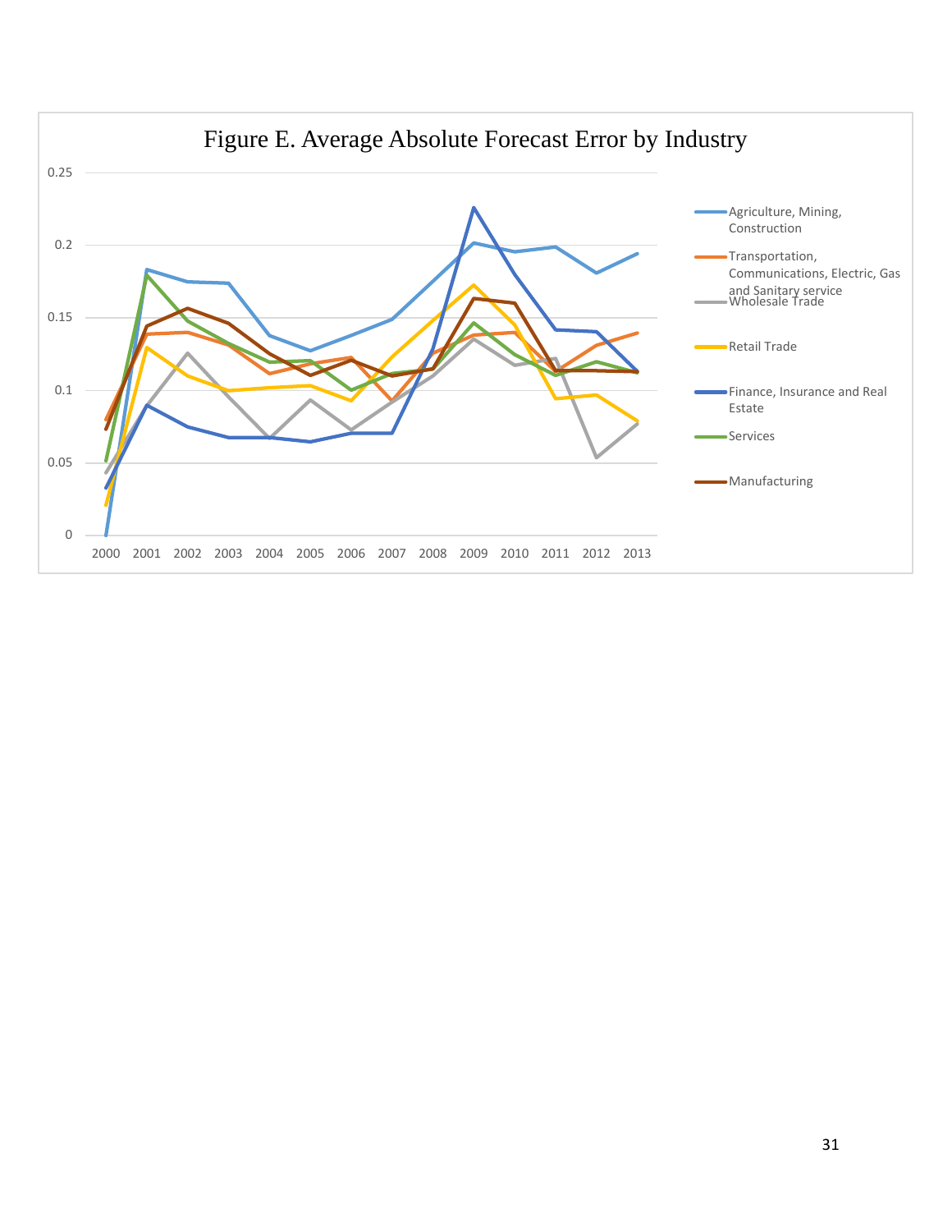Figure E. Average Absolute Forecast Error by Industry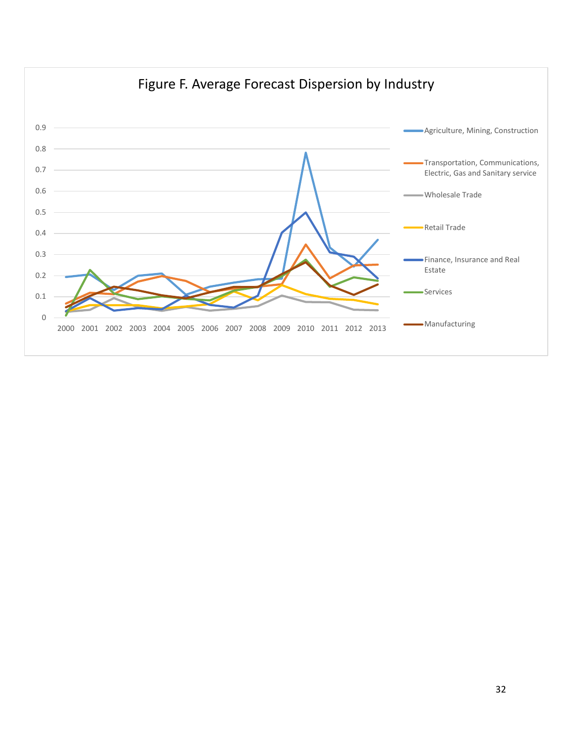Figure F. Average Forecast Dispersion by Industry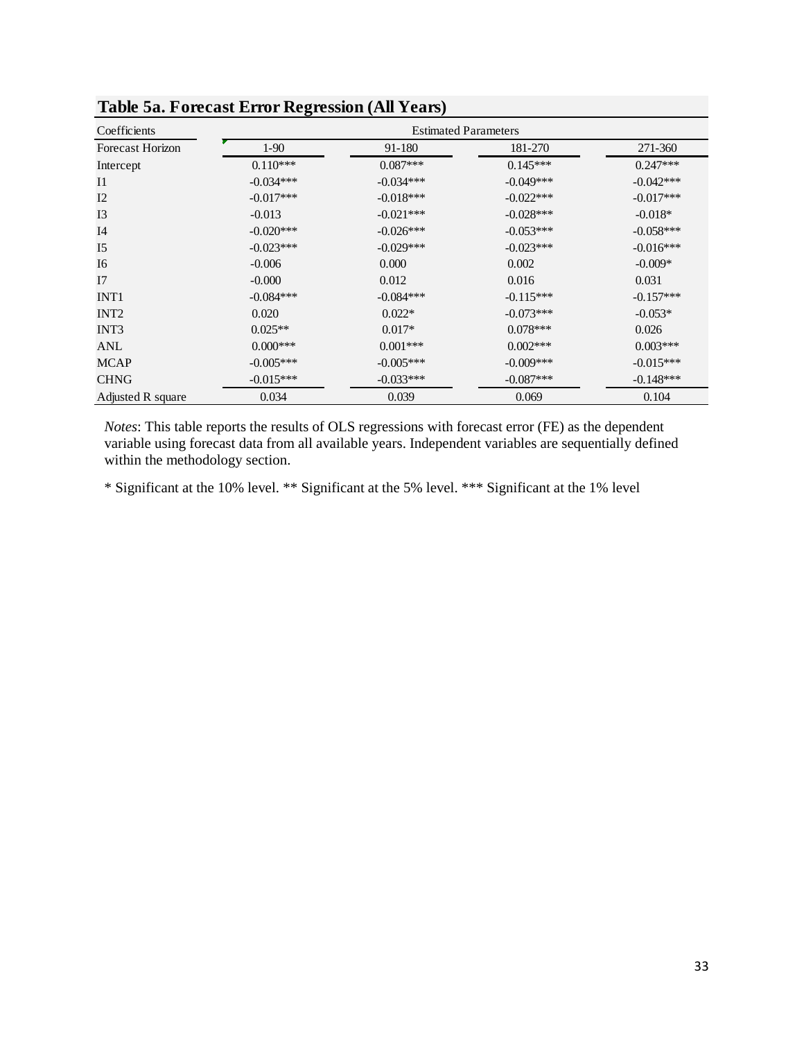## Table 5a. Forecast Error Regression (All Years)

| Coefficients | Estimated Parameters | | | |
|---|---|---|---|---|
| Forecast Horizon | 1-90 | 91-180 | 181-270 | 271-360 |
| Intercept | 0.110*** | 0.087*** | 0.145*** | 0.247*** |
| I1 | -0.034*** | -0.034*** | -0.049*** | -0.042*** |
| I2 | -0.017*** | -0.018*** | -0.022*** | -0.017*** |
| I3 | -0.013 | -0.021*** | -0.028*** | -0.018* |
| I4 | -0.020*** | -0.026*** | -0.053*** | -0.058*** |
| I5 | -0.023*** | -0.029*** | -0.023*** | -0.016*** |
| I6 | -0.006 | 0.000 | 0.002 | -0.009* |
| I7 | -0.000 | 0.012 | 0.016 | 0.031 |
| INT1 | -0.084*** | -0.084*** | -0.115*** | -0.157*** |
| INT2 | 0.020 | 0.022* | -0.073*** | -0.053* |
| INT3 | 0.025** | 0.017* | 0.078*** | 0.026 |
| ANL | 0.000*** | 0.001*** | 0.002*** | 0.003*** |
| MCAP | -0.005*** | -0.005*** | -0.009*** | -0.015*** |
| CHNG | -0.015*** | -0.033*** | -0.087*** | -0.148*** |
| Adjusted R square | 0.034 | 0.039 | 0.069 | 0.104 |

*Notes*: This table reports the results of OLS regressions with forecast error (FE) as the dependent variable using forecast data from all available years. Independent variables are sequentially defined within the methodology section.

* Significant at the 10% level. ** Significant at the 5% level. *** Significant at the 1% level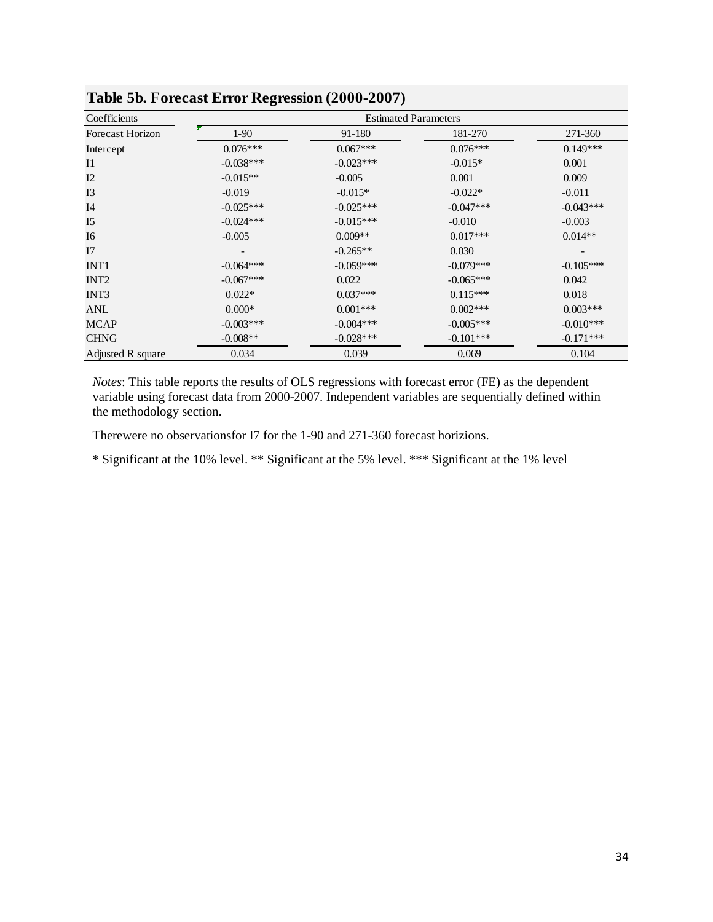## Table 5b. Forecast Error Regression (2000-2007)

| Coefficients | Estimated Parameters | | | |
|---|---|---|---|---|
| Forecast Horizon | 1-90 | 91-180 | 181-270 | 271-360 |
| Intercept | 0.076*** | 0.067*** | 0.076*** | 0.149*** |
| I1 | -0.038*** | -0.023*** | -0.015* | 0.001 |
| I2 | -0.015** | -0.005 | 0.001 | 0.009 |
| I3 | -0.019 | -0.015* | -0.022* | -0.011 |
| I4 | -0.025*** | -0.025*** | -0.047*** | -0.043*** |
| I5 | -0.024*** | -0.015*** | -0.010 | -0.003 |
| I6 | -0.005 | 0.009** | 0.017*** | 0.014** |
| I7 | - | -0.265** | 0.030 | - |
| INT1 | -0.064*** | -0.059*** | -0.079*** | -0.105*** |
| INT2 | -0.067*** | 0.022 | -0.065*** | 0.042 |
| INT3 | 0.022* | 0.037*** | 0.115*** | 0.018 |
| ANL | 0.000* | 0.001*** | 0.002*** | 0.003*** |
| MCAP | -0.003*** | -0.004*** | -0.005*** | -0.010*** |
| CHNG | -0.008** | -0.028*** | -0.101*** | -0.171*** |
| Adjusted R square | 0.034 | 0.039 | 0.069 | 0.104 |

*Notes*: This table reports the results of OLS regressions with forecast error (FE) as the dependent variable using forecast data from 2000-2007. Independent variables are sequentially defined within the methodology section.

Therewere no observationsfor I7 for the 1-90 and 271-360 forecast horizions.

* Significant at the 10% level. ** Significant at the 5% level. *** Significant at the 1% level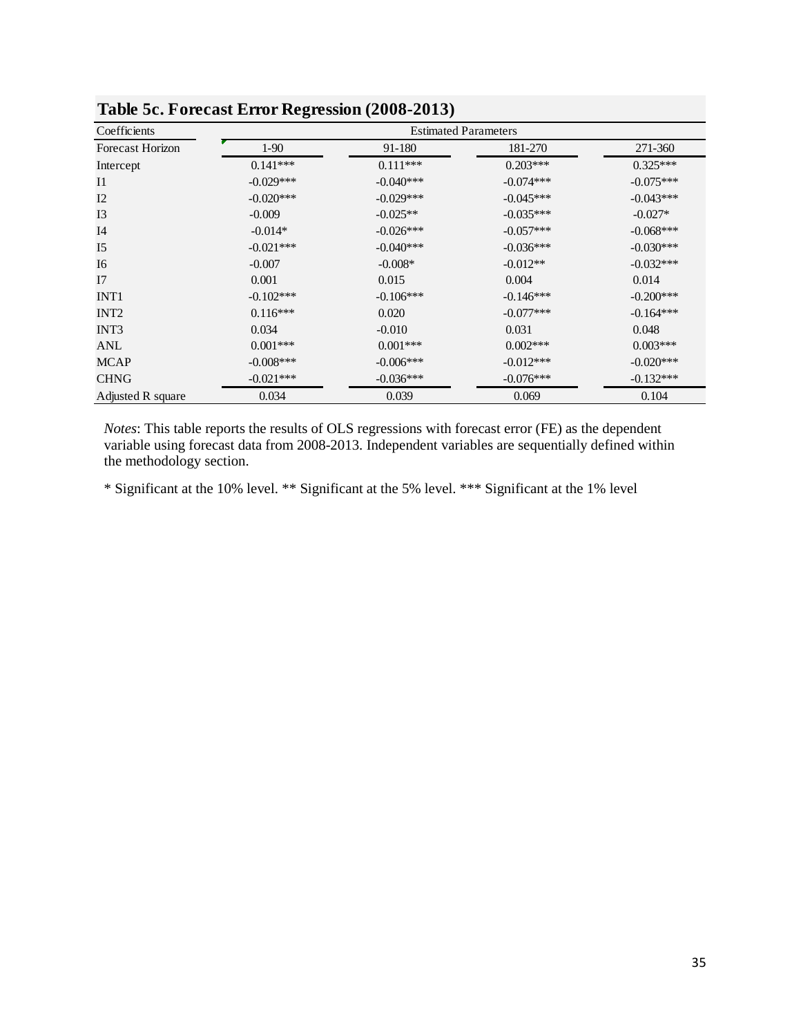**Table 5c. Forecast Error Regression (2008-2013)**

| Coefficients | Estimated Parameters | | | |
|---|---|---|---|---|
| Forecast Horizon | 1-90 | 91-180 | 181-270 | 271-360 |
| Intercept | 0.141*** | 0.111*** | 0.203*** | 0.325*** |
| I1 | -0.029*** | -0.040*** | -0.074*** | -0.075*** |
| I2 | -0.020*** | -0.029*** | -0.045*** | -0.043*** |
| I3 | -0.009 | -0.025** | -0.035*** | -0.027* |
| I4 | -0.014* | -0.026*** | -0.057*** | -0.068*** |
| I5 | -0.021*** | -0.040*** | -0.036*** | -0.030*** |
| I6 | -0.007 | -0.008* | -0.012** | -0.032*** |
| I7 | 0.001 | 0.015 | 0.004 | 0.014 |
| INT1 | -0.102*** | -0.106*** | -0.146*** | -0.200*** |
| INT2 | 0.116*** | 0.020 | -0.077*** | -0.164*** |
| INT3 | 0.034 | -0.010 | 0.031 | 0.048 |
| ANL | 0.001*** | 0.001*** | 0.002*** | 0.003*** |
| MCAP | -0.008*** | -0.006*** | -0.012*** | -0.020*** |
| CHNG | -0.021*** | -0.036*** | -0.076*** | -0.132*** |
| Adjusted R square | 0.034 | 0.039 | 0.069 | 0.104 |

*Notes*: This table reports the results of OLS regressions with forecast error (FE) as the dependent variable using forecast data from 2008-2013. Independent variables are sequentially defined within the methodology section.

* Significant at the 10% level. ** Significant at the 5% level. *** Significant at the 1% level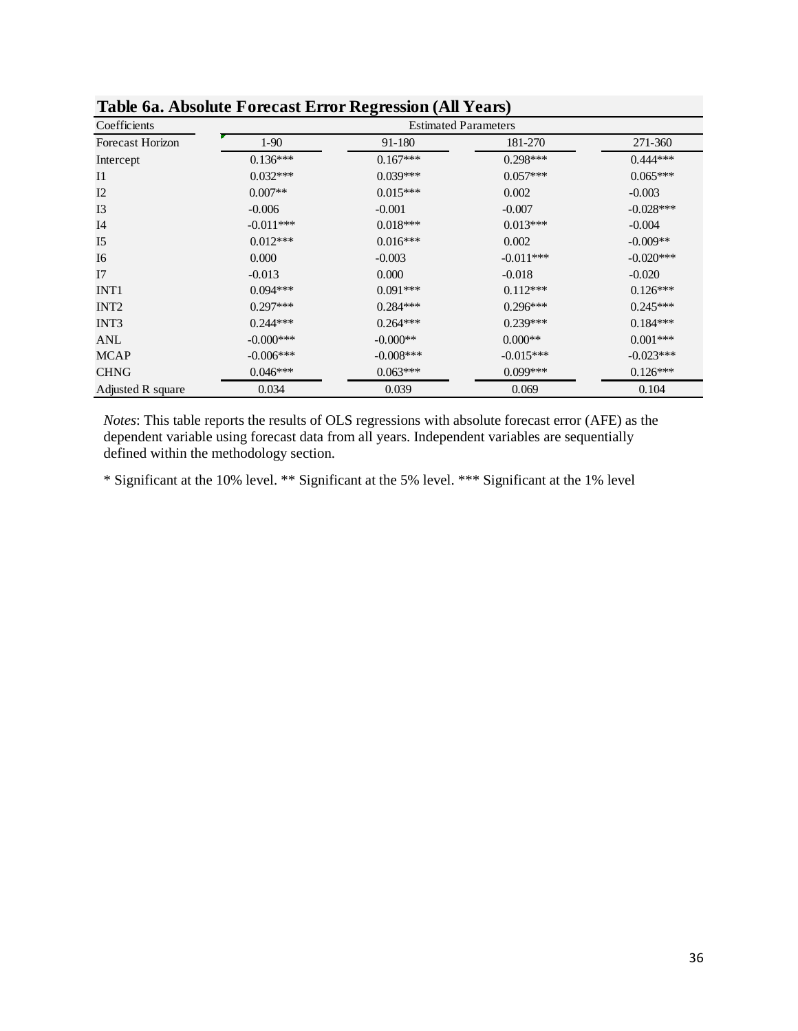**Table 6a. Absolute Forecast Error Regression (All Years)**

| Coefficients | Estimated Parameters | | | |
|---|---|---|---|---|
| Forecast Horizon | 1-90 | 91-180 | 181-270 | 271-360 |
| Intercept | 0.136*** | 0.167*** | 0.298*** | 0.444*** |
| I1 | 0.032*** | 0.039*** | 0.057*** | 0.065*** |
| I2 | 0.007** | 0.015*** | 0.002 | -0.003 |
| I3 | -0.006 | -0.001 | -0.007 | -0.028*** |
| I4 | -0.011*** | 0.018*** | 0.013*** | -0.004 |
| I5 | 0.012*** | 0.016*** | 0.002 | -0.009** |
| I6 | 0.000 | -0.003 | -0.011*** | -0.020*** |
| I7 | -0.013 | 0.000 | -0.018 | -0.020 |
| INT1 | 0.094*** | 0.091*** | 0.112*** | 0.126*** |
| INT2 | 0.297*** | 0.284*** | 0.296*** | 0.245*** |
| INT3 | 0.244*** | 0.264*** | 0.239*** | 0.184*** |
| ANL | -0.000*** | -0.000** | 0.000** | 0.001*** |
| MCAP | -0.006*** | -0.008*** | -0.015*** | -0.023*** |
| CHNG | 0.046*** | 0.063*** | 0.099*** | 0.126*** |
| Adjusted R square | 0.034 | 0.039 | 0.069 | 0.104 |

*Notes*: This table reports the results of OLS regressions with absolute forecast error (AFE) as the dependent variable using forecast data from all years. Independent variables are sequentially defined within the methodology section.

* Significant at the 10% level. ** Significant at the 5% level. *** Significant at the 1% level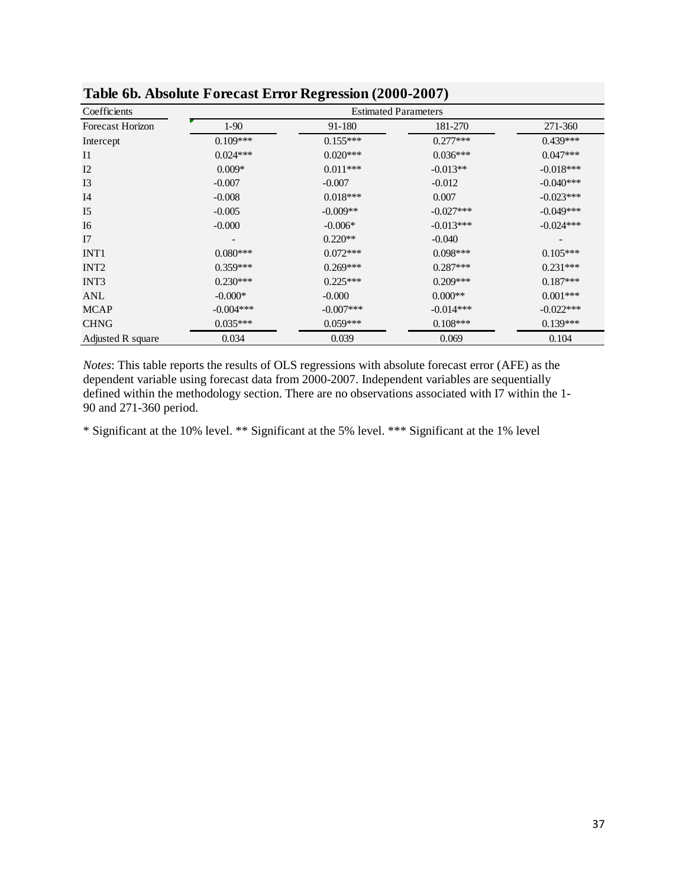**Table 6b. Absolute Forecast Error Regression (2000-2007)**

| Coefficients | Estimated Parameters | | | |
|---|---|---|---|---|
| Forecast Horizon | 1-90 | 91-180 | 181-270 | 271-360 |
| Intercept | 0.109*** | 0.155*** | 0.277*** | 0.439*** |
| I1 | 0.024*** | 0.020*** | 0.036*** | 0.047*** |
| I2 | 0.009* | 0.011*** | -0.013** | -0.018*** |
| I3 | -0.007 | -0.007 | -0.012 | -0.040*** |
| I4 | -0.008 | 0.018*** | 0.007 | -0.023*** |
| I5 | -0.005 | -0.009** | -0.027*** | -0.049*** |
| I6 | -0.000 | -0.006* | -0.013*** | -0.024*** |
| I7 | - | 0.220** | -0.040 | - |
| INT1 | 0.080*** | 0.072*** | 0.098*** | 0.105*** |
| INT2 | 0.359*** | 0.269*** | 0.287*** | 0.231*** |
| INT3 | 0.230*** | 0.225*** | 0.209*** | 0.187*** |
| ANL | -0.000* | -0.000 | 0.000** | 0.001*** |
| MCAP | -0.004*** | -0.007*** | -0.014*** | -0.022*** |
| CHNG | 0.035*** | 0.059*** | 0.108*** | 0.139*** |
| Adjusted R square | 0.034 | 0.039 | 0.069 | 0.104 |

*Notes*: This table reports the results of OLS regressions with absolute forecast error (AFE) as the dependent variable using forecast data from 2000-2007. Independent variables are sequentially defined within the methodology section. There are no observations associated with I7 within the 1-90 and 271-360 period.

\* Significant at the 10% level. ** Significant at the 5% level. *** Significant at the 1% level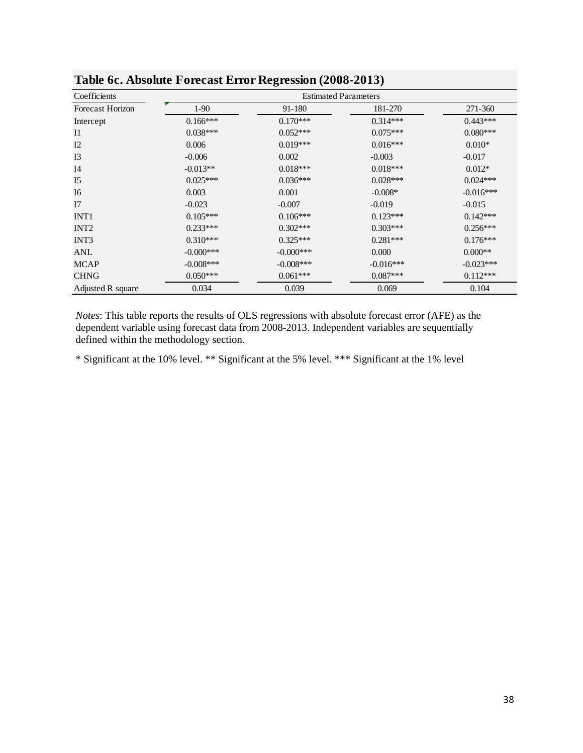**Table 6c. Absolute Forecast Error Regression (2008-2013)**

| Coefficients | Estimated Parameters | | | |
|---|---|---|---|---|
| Forecast Horizon | 1-90 | 91-180 | 181-270 | 271-360 |
| Intercept | 0.166*** | 0.170*** | 0.314*** | 0.443*** |
| I1 | 0.038*** | 0.052*** | 0.075*** | 0.080*** |
| I2 | 0.006 | 0.019*** | 0.016*** | 0.010* |
| I3 | -0.006 | 0.002 | -0.003 | -0.017 |
| I4 | -0.013** | 0.018*** | 0.018*** | 0.012* |
| I5 | 0.025*** | 0.036*** | 0.028*** | 0.024*** |
| I6 | 0.003 | 0.001 | -0.008* | -0.016*** |
| I7 | -0.023 | -0.007 | -0.019 | -0.015 |
| INT1 | 0.105*** | 0.106*** | 0.123*** | 0.142*** |
| INT2 | 0.233*** | 0.302*** | 0.303*** | 0.256*** |
| INT3 | 0.310*** | 0.325*** | 0.281*** | 0.176*** |
| ANL | -0.000*** | -0.000*** | 0.000 | 0.000** |
| MCAP | -0.008*** | -0.008*** | -0.016*** | -0.023*** |
| CHNG | 0.050*** | 0.061*** | 0.087*** | 0.112*** |
| Adjusted R square | 0.034 | 0.039 | 0.069 | 0.104 |

*Notes*: This table reports the results of OLS regressions with absolute forecast error (AFE) as the dependent variable using forecast data from 2008-2013. Independent variables are sequentially defined within the methodology section.

* Significant at the 10% level. ** Significant at the 5% level. *** Significant at the 1% level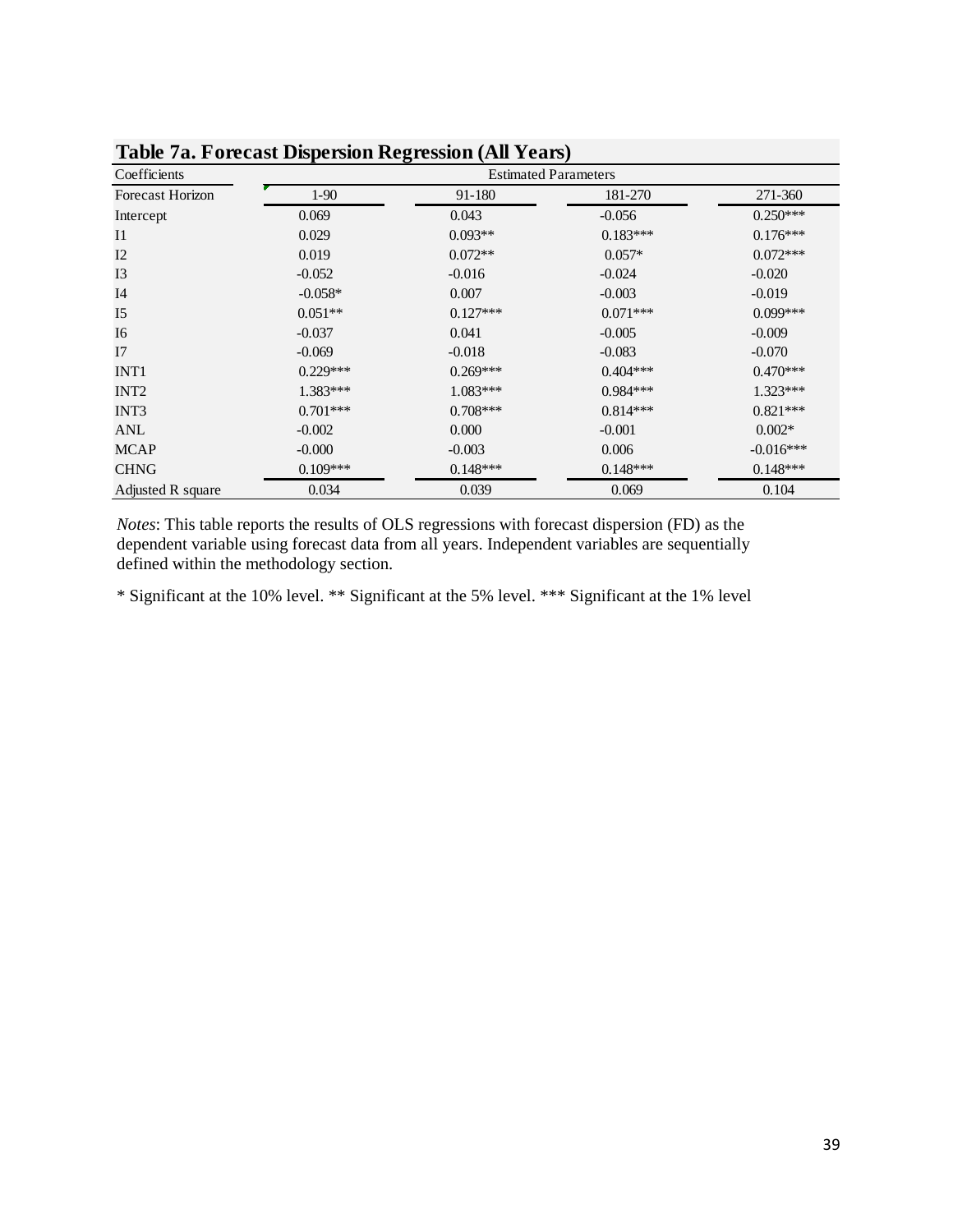**Table 7a. Forecast Dispersion Regression (All Years)**

| Coefficients | Estimated Parameters | | | |
|---|---|---|---|---|
| Forecast Horizon | 1-90 | 91-180 | 181-270 | 271-360 |
| Intercept | 0.069 | 0.043 | -0.056 | 0.250*** |
| I1 | 0.029 | 0.093** | 0.183*** | 0.176*** |
| I2 | 0.019 | 0.072** | 0.057* | 0.072*** |
| I3 | -0.052 | -0.016 | -0.024 | -0.020 |
| I4 | -0.058* | 0.007 | -0.003 | -0.019 |
| I5 | 0.051** | 0.127*** | 0.071*** | 0.099*** |
| I6 | -0.037 | 0.041 | -0.005 | -0.009 |
| I7 | -0.069 | -0.018 | -0.083 | -0.070 |
| INT1 | 0.229*** | 0.269*** | 0.404*** | 0.470*** |
| INT2 | 1.383*** | 1.083*** | 0.984*** | 1.323*** |
| INT3 | 0.701*** | 0.708*** | 0.814*** | 0.821*** |
| ANL | -0.002 | 0.000 | -0.001 | 0.002* |
| MCAP | -0.000 | -0.003 | 0.006 | -0.016*** |
| CHNG | 0.109*** | 0.148*** | 0.148*** | 0.148*** |
| Adjusted R square | 0.034 | 0.039 | 0.069 | 0.104 |

*Notes*: This table reports the results of OLS regressions with forecast dispersion (FD) as the dependent variable using forecast data from all years. Independent variables are sequentially defined within the methodology section.

* Significant at the 10% level. ** Significant at the 5% level. *** Significant at the 1% level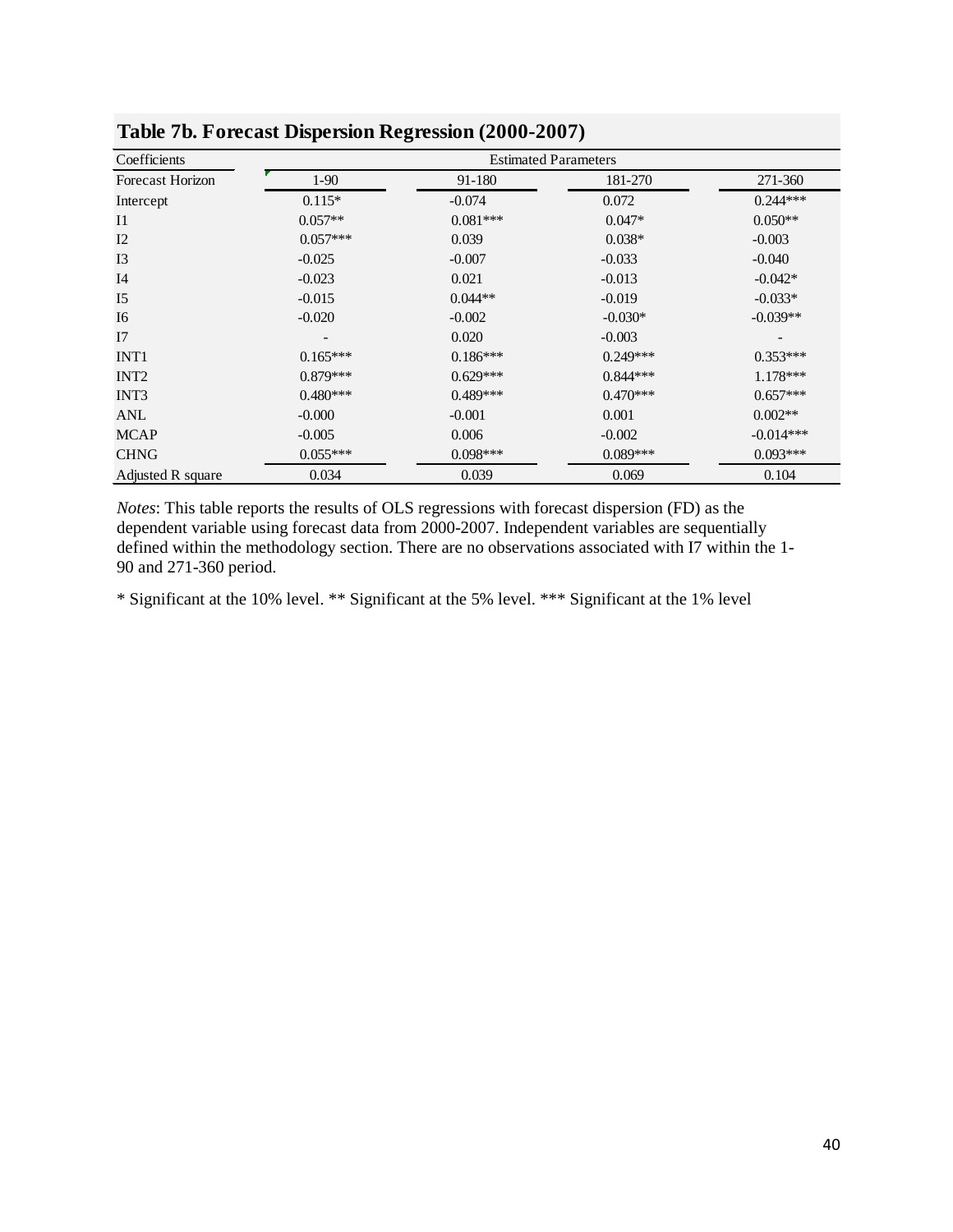**Table 7b. Forecast Dispersion Regression (2000-2007)**

| Coefficients | Estimated Parameters | | | |
|---|---|---|---|---|
| Forecast Horizon | 1-90 | 91-180 | 181-270 | 271-360 |
| Intercept | 0.115* | -0.074 | 0.072 | 0.244*** |
| I1 | 0.057** | 0.081*** | 0.047* | 0.050** |
| I2 | 0.057*** | 0.039 | 0.038* | -0.003 |
| I3 | -0.025 | -0.007 | -0.033 | -0.040 |
| I4 | -0.023 | 0.021 | -0.013 | -0.042* |
| I5 | -0.015 | 0.044** | -0.019 | -0.033* |
| I6 | -0.020 | -0.002 | -0.030* | -0.039** |
| I7 | - | 0.020 | -0.003 | - |
| INT1 | 0.165*** | 0.186*** | 0.249*** | 0.353*** |
| INT2 | 0.879*** | 0.629*** | 0.844*** | 1.178*** |
| INT3 | 0.480*** | 0.489*** | 0.470*** | 0.657*** |
| ANL | -0.000 | -0.001 | 0.001 | 0.002** |
| MCAP | -0.005 | 0.006 | -0.002 | -0.014*** |
| CHNG | 0.055*** | 0.098*** | 0.089*** | 0.093*** |
| Adjusted R square | 0.034 | 0.039 | 0.069 | 0.104 |

*Notes*: This table reports the results of OLS regressions with forecast dispersion (FD) as the dependent variable using forecast data from 2000-2007. Independent variables are sequentially defined within the methodology section. There are no observations associated with I7 within the 1-90 and 271-360 period.

* Significant at the 10% level. ** Significant at the 5% level. *** Significant at the 1% level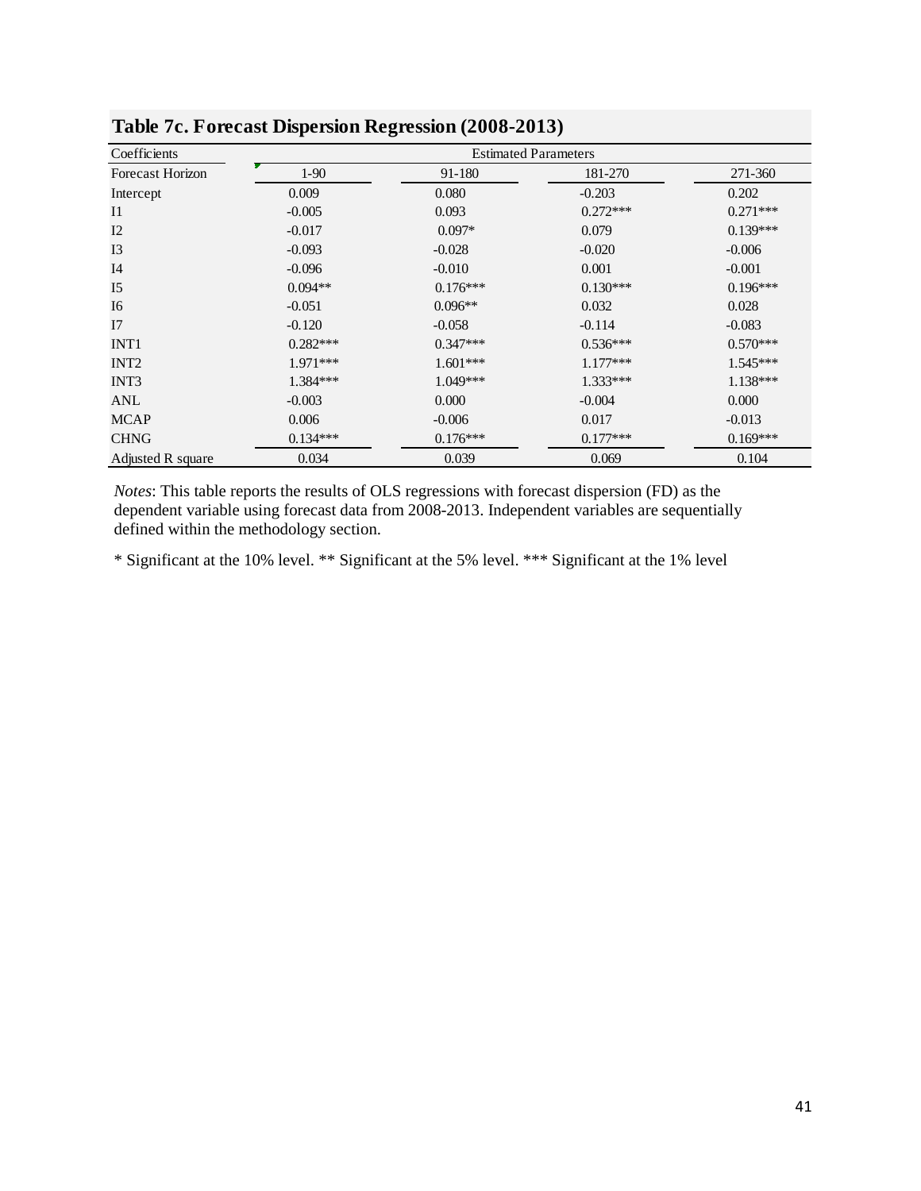## Table 7c. Forecast Dispersion Regression (2008-2013)

| Coefficients | Estimated Parameters | | | |
|---|---|---|---|---|
| Forecast Horizon | 1-90 | 91-180 | 181-270 | 271-360 |
| Intercept | 0.009 | 0.080 | -0.203 | 0.202 |
| I1 | -0.005 | 0.093 | 0.272*** | 0.271*** |
| I2 | -0.017 | 0.097* | 0.079 | 0.139*** |
| I3 | -0.093 | -0.028 | -0.020 | -0.006 |
| I4 | -0.096 | -0.010 | 0.001 | -0.001 |
| I5 | 0.094** | 0.176*** | 0.130*** | 0.196*** |
| I6 | -0.051 | 0.096** | 0.032 | 0.028 |
| I7 | -0.120 | -0.058 | -0.114 | -0.083 |
| INT1 | 0.282*** | 0.347*** | 0.536*** | 0.570*** |
| INT2 | 1.971*** | 1.601*** | 1.177*** | 1.545*** |
| INT3 | 1.384*** | 1.049*** | 1.333*** | 1.138*** |
| ANL | -0.003 | 0.000 | -0.004 | 0.000 |
| MCAP | 0.006 | -0.006 | 0.017 | -0.013 |
| CHNG | 0.134*** | 0.176*** | 0.177*** | 0.169*** |
| Adjusted R square | 0.034 | 0.039 | 0.069 | 0.104 |

*Notes*: This table reports the results of OLS regressions with forecast dispersion (FD) as the dependent variable using forecast data from 2008-2013. Independent variables are sequentially defined within the methodology section.

* Significant at the 10% level. ** Significant at the 5% level. *** Significant at the 1% level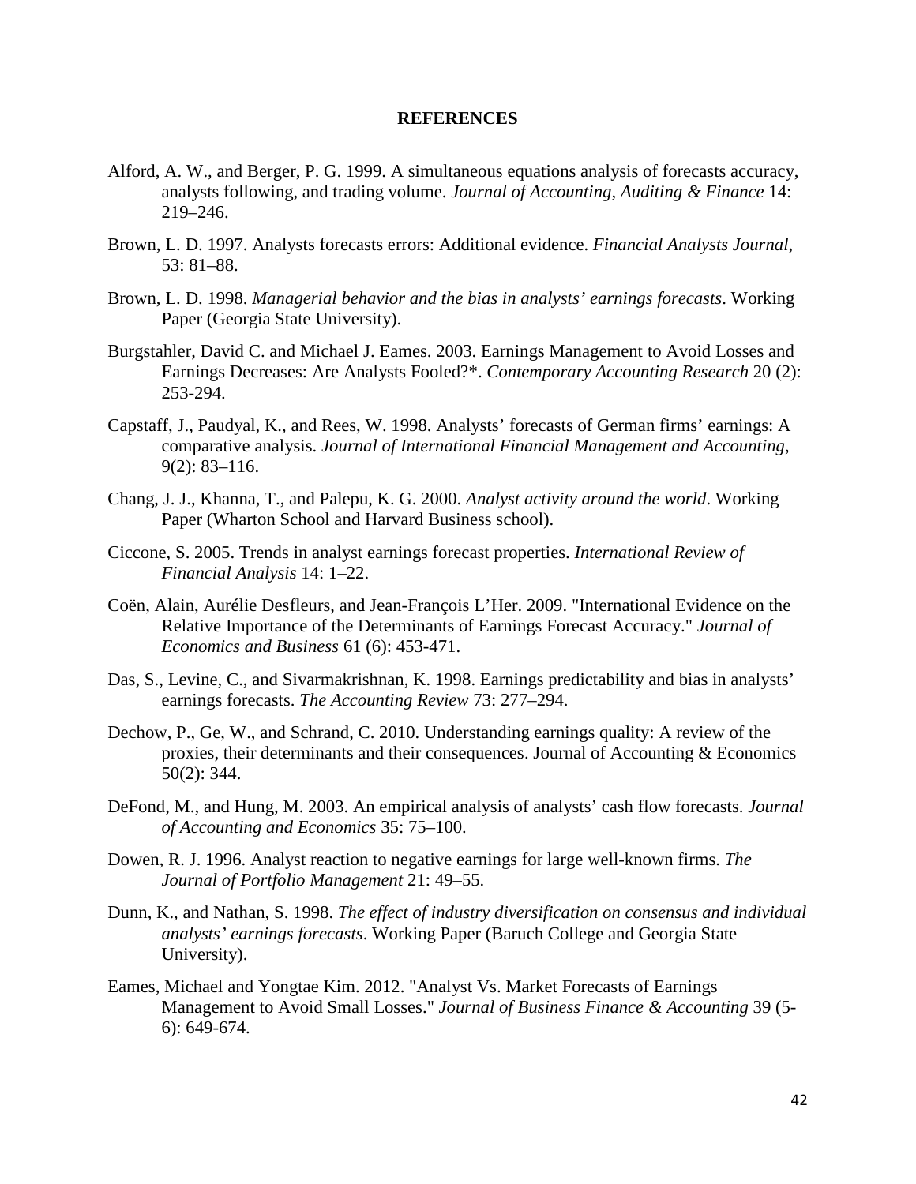## REFERENCES

Alford, A. W., and Berger, P. G. 1999. A simultaneous equations analysis of forecasts accuracy, analysts following, and trading volume. *Journal of Accounting, Auditing & Finance* 14: 219–246.

Brown, L. D. 1997. Analysts forecasts errors: Additional evidence. *Financial Analysts Journal*, 53: 81–88.

Brown, L. D. 1998. *Managerial behavior and the bias in analysts' earnings forecasts*. Working Paper (Georgia State University).

Burgstahler, David C. and Michael J. Eames. 2003. Earnings Management to Avoid Losses and Earnings Decreases: Are Analysts Fooled?*. *Contemporary Accounting Research* 20 (2): 253-294.

Capstaff, J., Paudyal, K., and Rees, W. 1998. Analysts' forecasts of German firms' earnings: A comparative analysis. *Journal of International Financial Management and Accounting*, 9(2): 83–116.

Chang, J. J., Khanna, T., and Palepu, K. G. 2000. *Analyst activity around the world*. Working Paper (Wharton School and Harvard Business school).

Ciccone, S. 2005. Trends in analyst earnings forecast properties. *International Review of Financial Analysis* 14: 1–22.

Coën, Alain, Aurélie Desfleurs, and Jean-François L'Her. 2009. "International Evidence on the Relative Importance of the Determinants of Earnings Forecast Accuracy." *Journal of Economics and Business* 61 (6): 453-471.

Das, S., Levine, C., and Sivarmakrishnan, K. 1998. Earnings predictability and bias in analysts' earnings forecasts. *The Accounting Review* 73: 277–294.

Dechow, P., Ge, W., and Schrand, C. 2010. Understanding earnings quality: A review of the proxies, their determinants and their consequences. Journal of Accounting & Economics 50(2): 344.

DeFond, M., and Hung, M. 2003. An empirical analysis of analysts' cash flow forecasts. *Journal of Accounting and Economics* 35: 75–100.

Dowen, R. J. 1996. Analyst reaction to negative earnings for large well-known firms. *The Journal of Portfolio Management* 21: 49–55.

Dunn, K., and Nathan, S. 1998. *The effect of industry diversification on consensus and individual analysts' earnings forecasts*. Working Paper (Baruch College and Georgia State University).

Eames, Michael and Yongtae Kim. 2012. "Analyst Vs. Market Forecasts of Earnings Management to Avoid Small Losses." *Journal of Business Finance & Accounting* 39 (5-6): 649-674.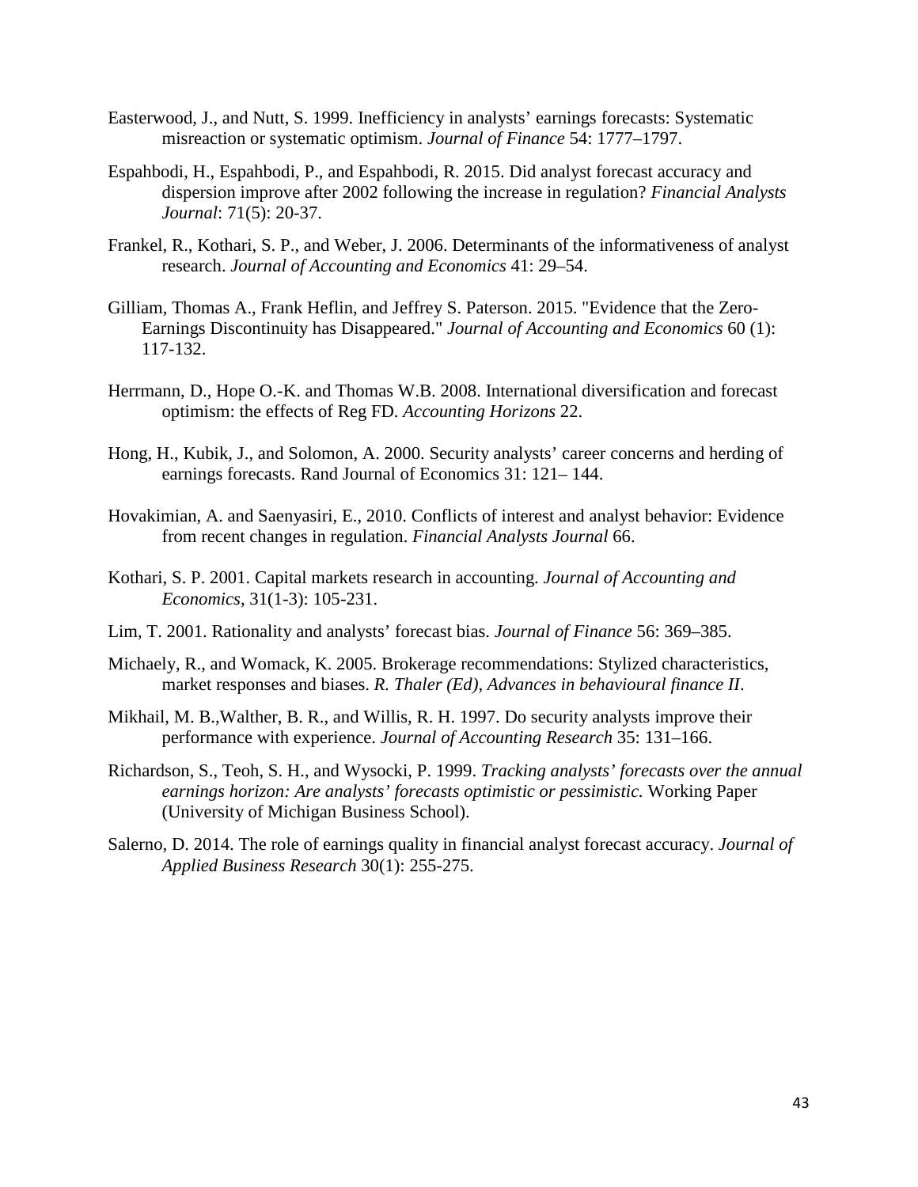Easterwood, J., and Nutt, S. 1999. Inefficiency in analysts' earnings forecasts: Systematic misreaction or systematic optimism. *Journal of Finance* 54: 1777–1797.

Espahbodi, H., Espahbodi, P., and Espahbodi, R. 2015. Did analyst forecast accuracy and dispersion improve after 2002 following the increase in regulation? *Financial Analysts Journal*: 71(5): 20-37.

Frankel, R., Kothari, S. P., and Weber, J. 2006. Determinants of the informativeness of analyst research. *Journal of Accounting and Economics* 41: 29–54.

Gilliam, Thomas A., Frank Heflin, and Jeffrey S. Paterson. 2015. "Evidence that the Zero-Earnings Discontinuity has Disappeared." *Journal of Accounting and Economics* 60 (1): 117-132.

Herrmann, D., Hope O.-K. and Thomas W.B. 2008. International diversification and forecast optimism: the effects of Reg FD. *Accounting Horizons* 22.

Hong, H., Kubik, J., and Solomon, A. 2000. Security analysts' career concerns and herding of earnings forecasts. Rand Journal of Economics 31: 121– 144.

Hovakimian, A. and Saenyasiri, E., 2010. Conflicts of interest and analyst behavior: Evidence from recent changes in regulation. *Financial Analysts Journal* 66.

Kothari, S. P. 2001. Capital markets research in accounting. *Journal of Accounting and Economics*, 31(1-3): 105-231.

Lim, T. 2001. Rationality and analysts' forecast bias. *Journal of Finance* 56: 369–385.

Michaely, R., and Womack, K. 2005. Brokerage recommendations: Stylized characteristics, market responses and biases. *R. Thaler (Ed), Advances in behavioural finance II*.

Mikhail, M. B.,Walther, B. R., and Willis, R. H. 1997. Do security analysts improve their performance with experience. *Journal of Accounting Research* 35: 131–166.

Richardson, S., Teoh, S. H., and Wysocki, P. 1999. *Tracking analysts' forecasts over the annual earnings horizon: Are analysts' forecasts optimistic or pessimistic.* Working Paper (University of Michigan Business School).

Salerno, D. 2014. The role of earnings quality in financial analyst forecast accuracy. *Journal of Applied Business Research* 30(1): 255-275.